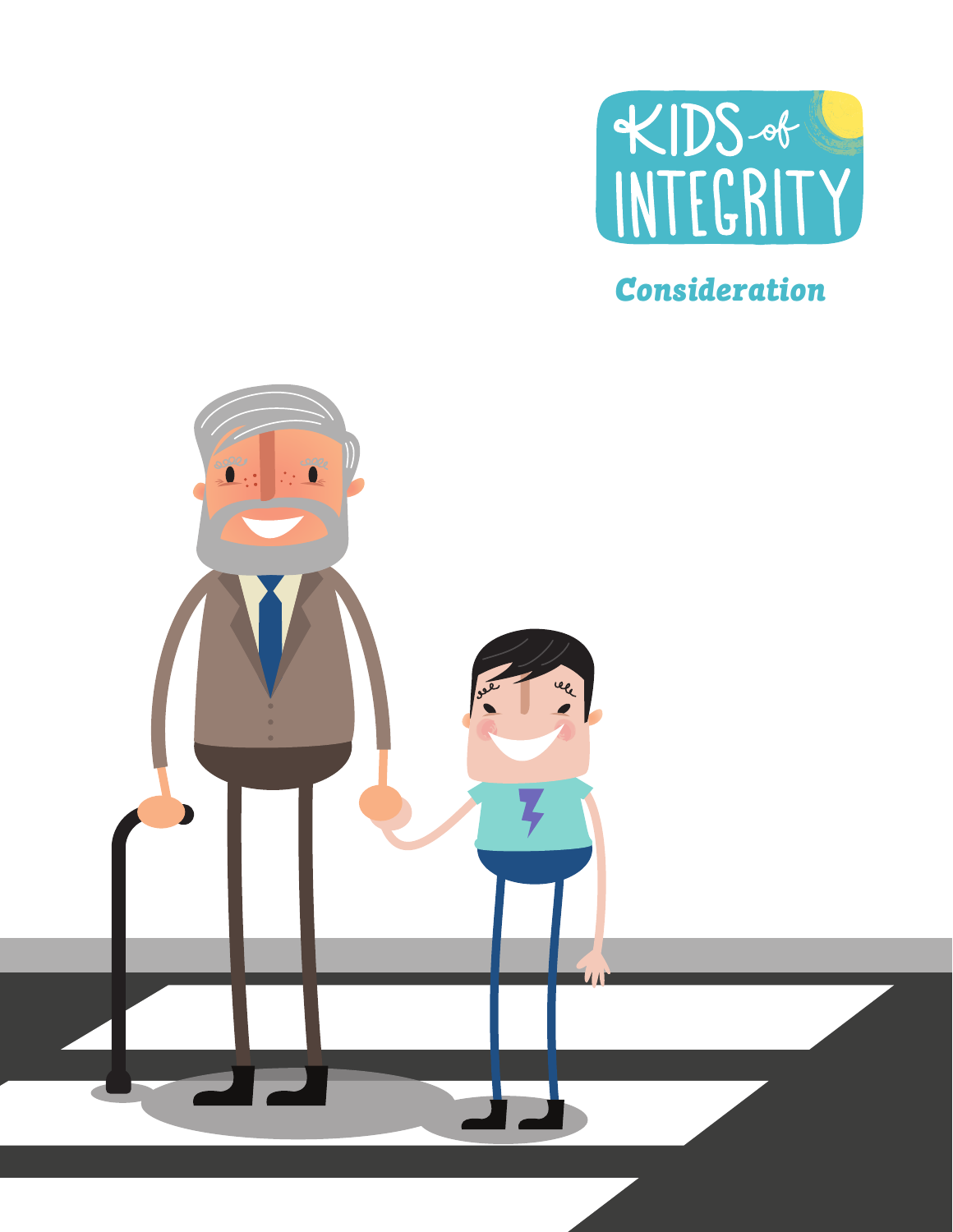# KIDS of INTEGRITY

## Consideration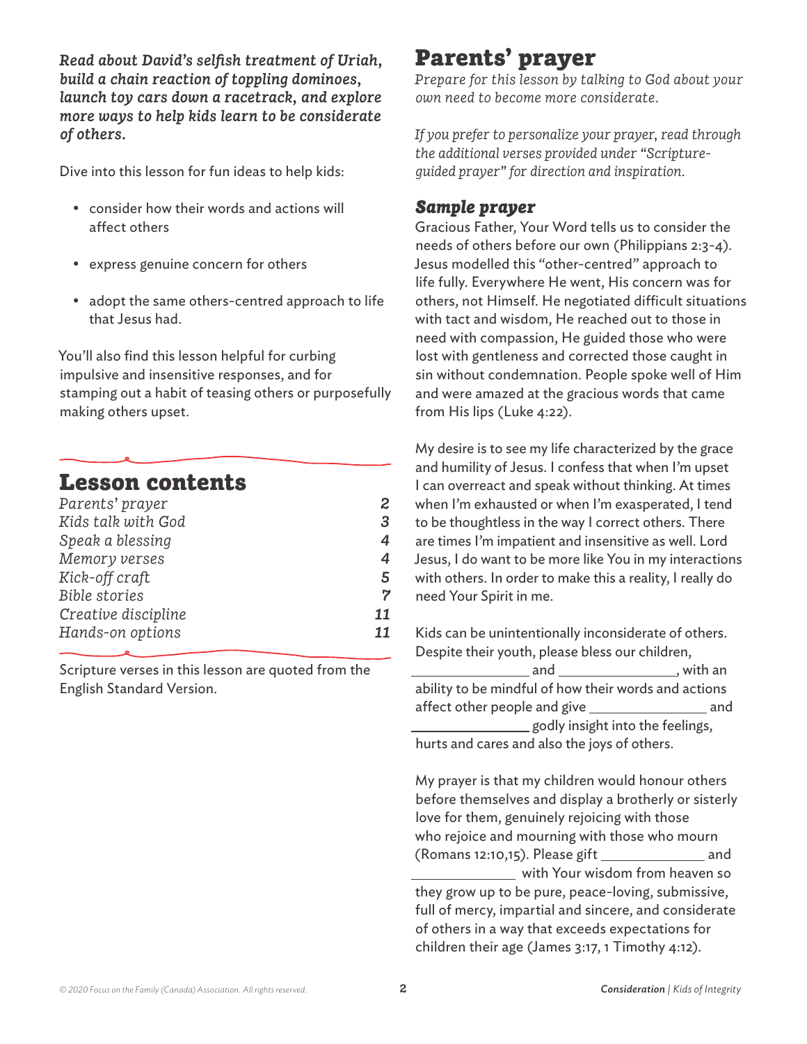***Read about David's selfish treatment of Uriah, build a chain reaction of toppling dominoes, launch toy cars down a racetrack, and explore more ways to help kids learn to be considerate of others.***

Dive into this lesson for fun ideas to help kids:

- consider how their words and actions will affect others
- express genuine concern for others
- adopt the same others-centred approach to life that Jesus had.

You'll also find this lesson helpful for curbing impulsive and insensitive responses, and for stamping out a habit of teasing others or purposefully making others upset.

## Lesson contents

| | |
|---|---|
| *Parents' prayer* | 2 |
| *Kids talk with God* | 3 |
| *Speak a blessing* | 4 |
| *Memory verses* | 4 |
| *Kick-off craft* | 5 |
| *Bible stories* | 7 |
| *Creative discipline* | 11 |
| *Hands-on options* | 11 |

Scripture verses in this lesson are quoted from the English Standard Version.

# Parents' prayer

*Prepare for this lesson by talking to God about your own need to become more considerate.*

*If you prefer to personalize your prayer, read through the additional verses provided under "Scripture-guided prayer" for direction and inspiration.*

### *Sample prayer*

Gracious Father, Your Word tells us to consider the needs of others before our own (Philippians 2:3-4). Jesus modelled this "other-centred" approach to life fully. Everywhere He went, His concern was for others, not Himself. He negotiated difficult situations with tact and wisdom, He reached out to those in need with compassion, He guided those who were lost with gentleness and corrected those caught in sin without condemnation. People spoke well of Him and were amazed at the gracious words that came from His lips (Luke 4:22).

My desire is to see my life characterized by the grace and humility of Jesus. I confess that when I'm upset I can overreact and speak without thinking. At times when I'm exhausted or when I'm exasperated, I tend to be thoughtless in the way I correct others. There are times I'm impatient and insensitive as well. Lord Jesus, I do want to be more like You in my interactions with others. In order to make this a reality, I really do need Your Spirit in me.

Kids can be unintentionally inconsiderate of others. Despite their youth, please bless our children, ________________ and ________________, with an ability to be mindful of how their words and actions affect other people and give ________________ and ________________ godly insight into the feelings, hurts and cares and also the joys of others.

My prayer is that my children would honour others before themselves and display a brotherly or sisterly love for them, genuinely rejoicing with those who rejoice and mourning with those who mourn (Romans 12:10,15). Please gift ______________ and ______________ with Your wisdom from heaven so they grow up to be pure, peace-loving, submissive, full of mercy, impartial and sincere, and considerate of others in a way that exceeds expectations for children their age (James 3:17, 1 Timothy 4:12).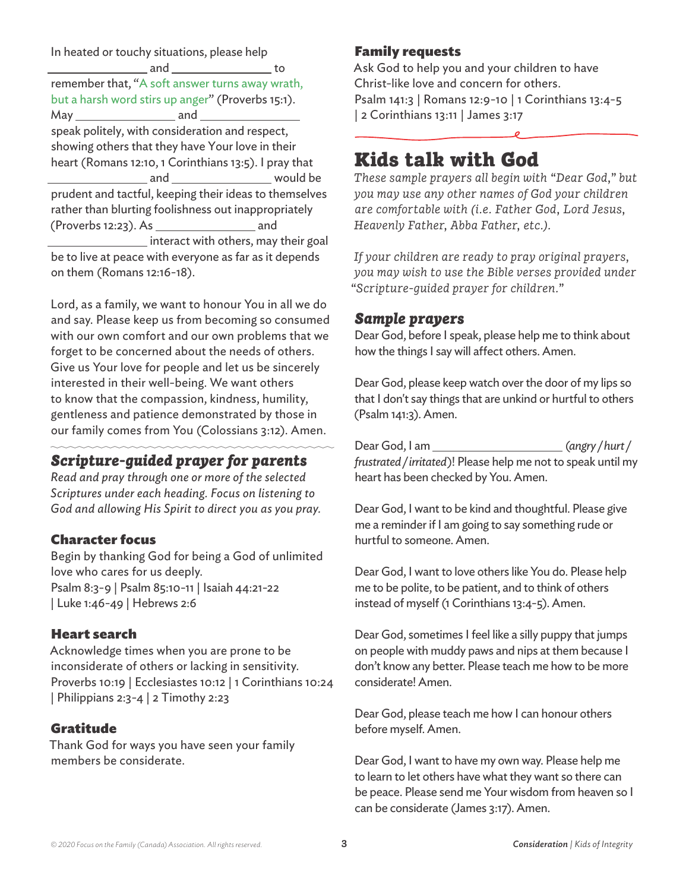In heated or touchy situations, please help _______________ and _______________ to remember that, "A soft answer turns away wrath, but a harsh word stirs up anger" (Proverbs 15:1). May _______________ and _______________ speak politely, with consideration and respect, showing others that they have Your love in their heart (Romans 12:10, 1 Corinthians 13:5). I pray that _______________ and _______________ would be prudent and tactful, keeping their ideas to themselves rather than blurting foolishness out inappropriately (Proverbs 12:23). As _______________ and _______________ interact with others, may their goal be to live at peace with everyone as far as it depends on them (Romans 12:16-18).

Lord, as a family, we want to honour You in all we do and say. Please keep us from becoming so consumed with our own comfort and our own problems that we forget to be concerned about the needs of others. Give us Your love for people and let us be sincerely interested in their well-being. We want others to know that the compassion, kindness, humility, gentleness and patience demonstrated by those in our family comes from You (Colossians 3:12). Amen.

## *Scripture-guided prayer for parents*

*Read and pray through one or more of the selected Scriptures under each heading. Focus on listening to God and allowing His Spirit to direct you as you pray.*

### Character focus

Begin by thanking God for being a God of unlimited love who cares for us deeply.
Psalm 8:3-9 | Psalm 85:10-11 | Isaiah 44:21-22 | Luke 1:46-49 | Hebrews 2:6

### Heart search

Acknowledge times when you are prone to be inconsiderate of others or lacking in sensitivity.
Proverbs 10:19 | Ecclesiastes 10:12 | 1 Corinthians 10:24 | Philippians 2:3-4 | 2 Timothy 2:23

### Gratitude

Thank God for ways you have seen your family members be considerate.

### Family requests

Ask God to help you and your children to have Christ-like love and concern for others.
Psalm 141:3 | Romans 12:9-10 | 1 Corinthians 13:4-5 | 2 Corinthians 13:11 | James 3:17

# Kids talk with God

*These sample prayers all begin with "Dear God," but you may use any other names of God your children are comfortable with (i.e. Father God, Lord Jesus, Heavenly Father, Abba Father, etc.).*

*If your children are ready to pray original prayers, you may wish to use the Bible verses provided under "Scripture-guided prayer for children."*

## *Sample prayers*

Dear God, before I speak, please help me to think about how the things I say will affect others. Amen.

Dear God, please keep watch over the door of my lips so that I don't say things that are unkind or hurtful to others (Psalm 141:3). Amen.

Dear God, I am ____________________ *(angry / hurt / frustrated / irritated)*! Please help me not to speak until my heart has been checked by You. Amen.

Dear God, I want to be kind and thoughtful. Please give me a reminder if I am going to say something rude or hurtful to someone. Amen.

Dear God, I want to love others like You do. Please help me to be polite, to be patient, and to think of others instead of myself (1 Corinthians 13:4-5). Amen.

Dear God, sometimes I feel like a silly puppy that jumps on people with muddy paws and nips at them because I don't know any better. Please teach me how to be more considerate! Amen.

Dear God, please teach me how I can honour others before myself. Amen.

Dear God, I want to have my own way. Please help me to learn to let others have what they want so there can be peace. Please send me Your wisdom from heaven so I can be considerate (James 3:17). Amen.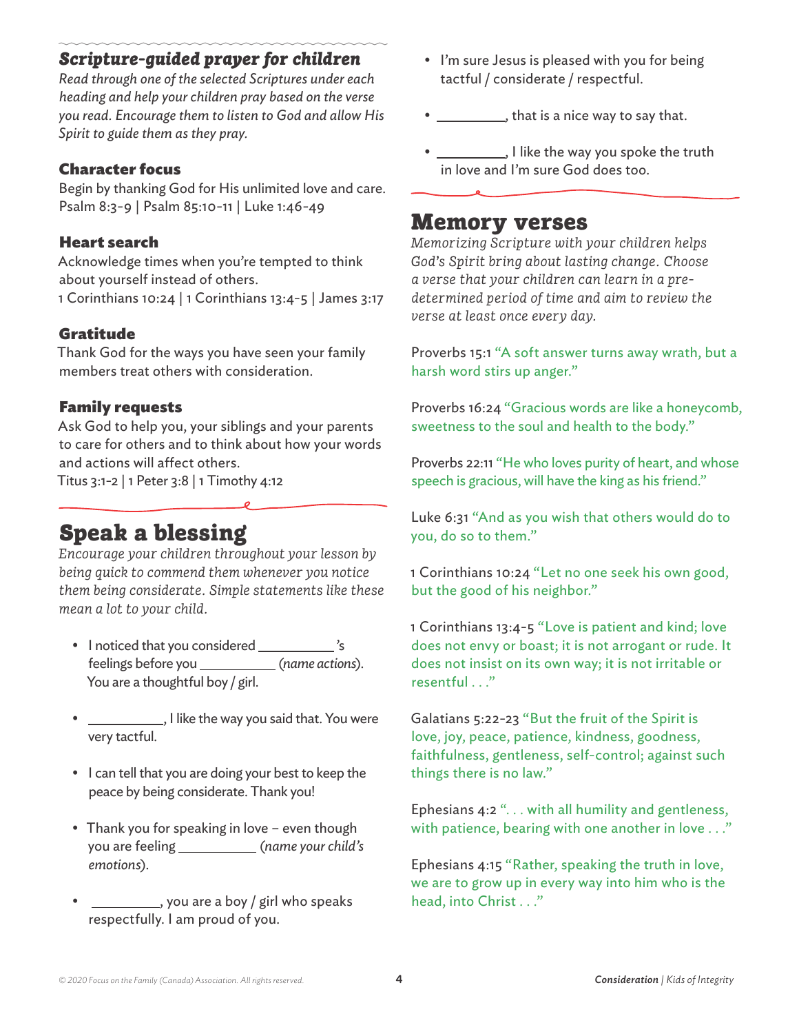## *Scripture-guided prayer for children*

*Read through one of the selected Scriptures under each heading and help your children pray based on the verse you read. Encourage them to listen to God and allow His Spirit to guide them as they pray.*

### Character focus

Begin by thanking God for His unlimited love and care.
Psalm 8:3-9 | Psalm 85:10-11 | Luke 1:46-49

### Heart search

Acknowledge times when you're tempted to think about yourself instead of others.
1 Corinthians 10:24 | 1 Corinthians 13:4-5 | James 3:17

### Gratitude

Thank God for the ways you have seen your family members treat others with consideration.

### Family requests

Ask God to help you, your siblings and your parents to care for others and to think about how your words and actions will affect others.
Titus 3:1-2 | 1 Peter 3:8 | 1 Timothy 4:12

## Speak a blessing

*Encourage your children throughout your lesson by being quick to commend them whenever you notice them being considerate. Simple statements like these mean a lot to your child.*

- I noticed that you considered ___________'s feelings before you ___________ *(name actions)*. You are a thoughtful boy / girl.
- ___________, I like the way you said that. You were very tactful.
- I can tell that you are doing your best to keep the peace by being considerate. Thank you!
- Thank you for speaking in love – even though you are feeling ___________ *(name your child's emotions)*.
- ___________, you are a boy / girl who speaks respectfully. I am proud of you.
- I'm sure Jesus is pleased with you for being tactful / considerate / respectful.
- ___________, that is a nice way to say that.
- ___________, I like the way you spoke the truth in love and I'm sure God does too.

## Memory verses

*Memorizing Scripture with your children helps God's Spirit bring about lasting change. Choose a verse that your children can learn in a pre-determined period of time and aim to review the verse at least once every day.*

Proverbs 15:1 "A soft answer turns away wrath, but a harsh word stirs up anger."

Proverbs 16:24 "Gracious words are like a honeycomb, sweetness to the soul and health to the body."

Proverbs 22:11 "He who loves purity of heart, and whose speech is gracious, will have the king as his friend."

Luke 6:31 "And as you wish that others would do to you, do so to them."

1 Corinthians 10:24 "Let no one seek his own good, but the good of his neighbor."

1 Corinthians 13:4-5 "Love is patient and kind; love does not envy or boast; it is not arrogant or rude. It does not insist on its own way; it is not irritable or resentful . . ."

Galatians 5:22-23 "But the fruit of the Spirit is love, joy, peace, patience, kindness, goodness, faithfulness, gentleness, self-control; against such things there is no law."

Ephesians 4:2 ". . . with all humility and gentleness, with patience, bearing with one another in love . . ."

Ephesians 4:15 "Rather, speaking the truth in love, we are to grow up in every way into him who is the head, into Christ . . ."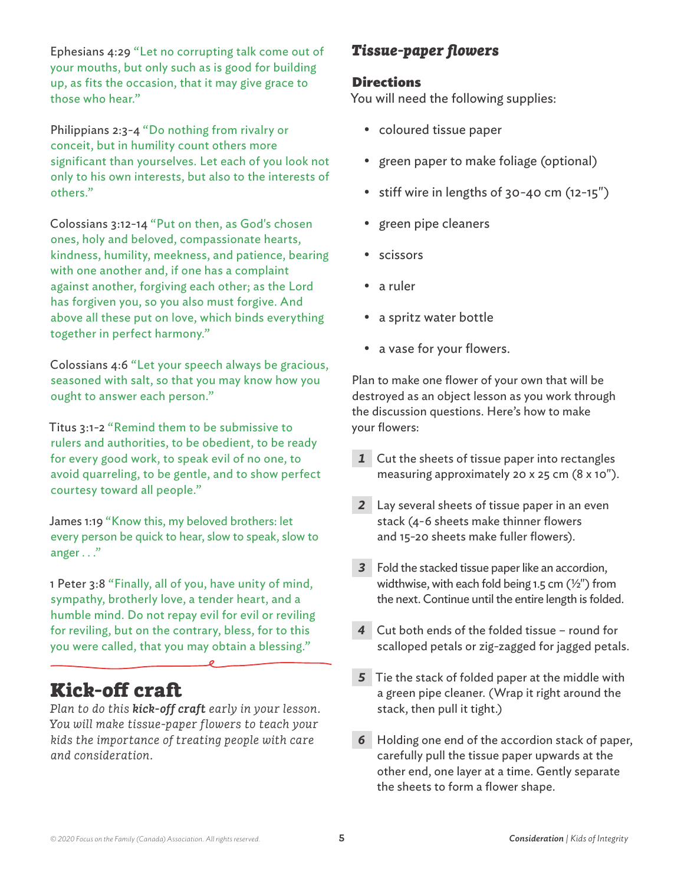Ephesians 4:29 "Let no corrupting talk come out of your mouths, but only such as is good for building up, as fits the occasion, that it may give grace to those who hear."

Philippians 2:3-4 "Do nothing from rivalry or conceit, but in humility count others more significant than yourselves. Let each of you look not only to his own interests, but also to the interests of others."

Colossians 3:12-14 "Put on then, as God's chosen ones, holy and beloved, compassionate hearts, kindness, humility, meekness, and patience, bearing with one another and, if one has a complaint against another, forgiving each other; as the Lord has forgiven you, so you also must forgive. And above all these put on love, which binds everything together in perfect harmony."

Colossians 4:6 "Let your speech always be gracious, seasoned with salt, so that you may know how you ought to answer each person."

Titus 3:1-2 "Remind them to be submissive to rulers and authorities, to be obedient, to be ready for every good work, to speak evil of no one, to avoid quarreling, to be gentle, and to show perfect courtesy toward all people."

James 1:19 "Know this, my beloved brothers: let every person be quick to hear, slow to speak, slow to anger . . ."

1 Peter 3:8 "Finally, all of you, have unity of mind, sympathy, brotherly love, a tender heart, and a humble mind. Do not repay evil for evil or reviling for reviling, but on the contrary, bless, for to this you were called, that you may obtain a blessing."

## Kick-off craft

*Plan to do this **kick-off craft** early in your lesson. You will make tissue-paper flowers to teach your kids the importance of treating people with care and consideration.*

### *Tissue-paper flowers*

#### Directions

You will need the following supplies:

- coloured tissue paper
- green paper to make foliage (optional)
- stiff wire in lengths of 30-40 cm (12-15")
- green pipe cleaners
- scissors
- a ruler
- a spritz water bottle
- a vase for your flowers.

Plan to make one flower of your own that will be destroyed as an object lesson as you work through the discussion questions. Here's how to make your flowers:

1. Cut the sheets of tissue paper into rectangles measuring approximately 20 x 25 cm (8 x 10").
2. Lay several sheets of tissue paper in an even stack (4-6 sheets make thinner flowers and 15-20 sheets make fuller flowers).
3. Fold the stacked tissue paper like an accordion, widthwise, with each fold being 1.5 cm (½") from the next. Continue until the entire length is folded.
4. Cut both ends of the folded tissue – round for scalloped petals or zig-zagged for jagged petals.
5. Tie the stack of folded paper at the middle with a green pipe cleaner. (Wrap it right around the stack, then pull it tight.)
6. Holding one end of the accordion stack of paper, carefully pull the tissue paper upwards at the other end, one layer at a time. Gently separate the sheets to form a flower shape.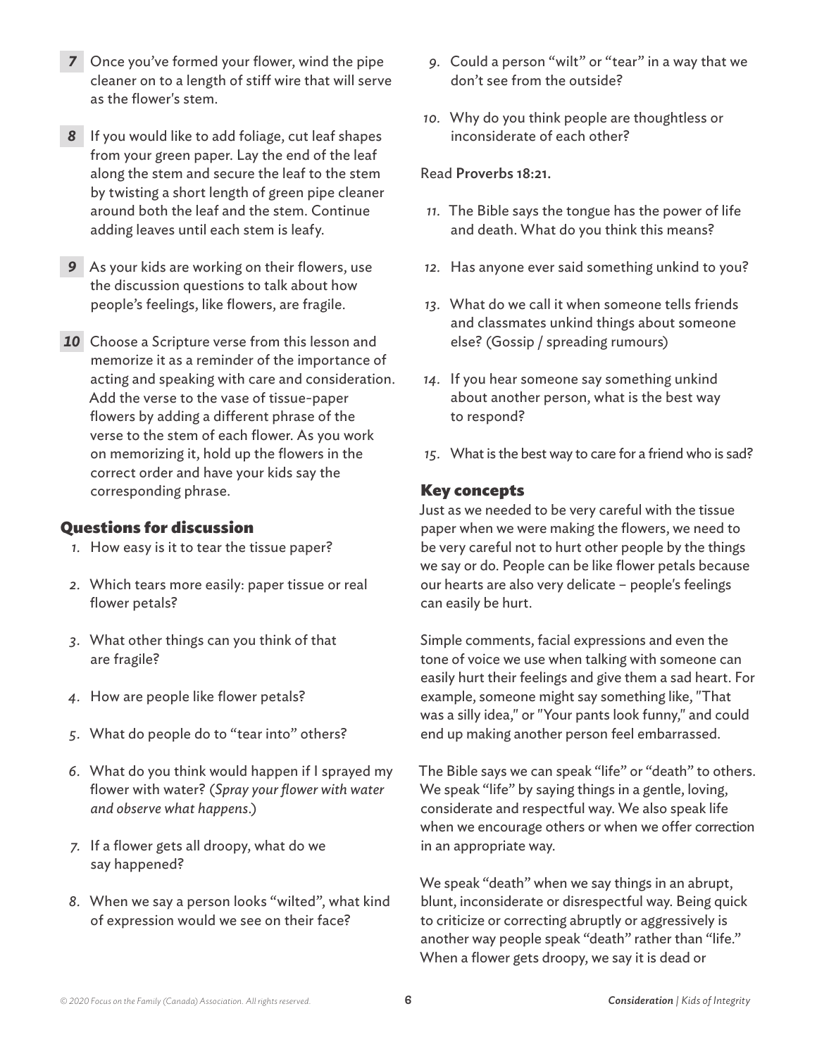7. Once you've formed your flower, wind the pipe cleaner on to a length of stiff wire that will serve as the flower's stem.

8. If you would like to add foliage, cut leaf shapes from your green paper. Lay the end of the leaf along the stem and secure the leaf to the stem by twisting a short length of green pipe cleaner around both the leaf and the stem. Continue adding leaves until each stem is leafy.

9. As your kids are working on their flowers, use the discussion questions to talk about how people's feelings, like flowers, are fragile.

10. Choose a Scripture verse from this lesson and memorize it as a reminder of the importance of acting and speaking with care and consideration. Add the verse to the vase of tissue-paper flowers by adding a different phrase of the verse to the stem of each flower. As you work on memorizing it, hold up the flowers in the correct order and have your kids say the corresponding phrase.

## Questions for discussion

1. How easy is it to tear the tissue paper?
2. Which tears more easily: paper tissue or real flower petals?
3. What other things can you think of that are fragile?
4. How are people like flower petals?
5. What do people do to "tear into" others?
6. What do you think would happen if I sprayed my flower with water? (*Spray your flower with water and observe what happens.*)
7. If a flower gets all droopy, what do we say happened?
8. When we say a person looks "wilted", what kind of expression would we see on their face?
9. Could a person "wilt" or "tear" in a way that we don't see from the outside?
10. Why do you think people are thoughtless or inconsiderate of each other?

Read **Proverbs 18:21.**

11. The Bible says the tongue has the power of life and death. What do you think this means?
12. Has anyone ever said something unkind to you?
13. What do we call it when someone tells friends and classmates unkind things about someone else? (Gossip / spreading rumours)
14. If you hear someone say something unkind about another person, what is the best way to respond?
15. What is the best way to care for a friend who is sad?

## Key concepts

Just as we needed to be very careful with the tissue paper when we were making the flowers, we need to be very careful not to hurt other people by the things we say or do. People can be like flower petals because our hearts are also very delicate – people's feelings can easily be hurt.

Simple comments, facial expressions and even the tone of voice we use when talking with someone can easily hurt their feelings and give them a sad heart. For example, someone might say something like, "That was a silly idea," or "Your pants look funny," and could end up making another person feel embarrassed.

The Bible says we can speak "life" or "death" to others. We speak "life" by saying things in a gentle, loving, considerate and respectful way. We also speak life when we encourage others or when we offer correction in an appropriate way.

We speak "death" when we say things in an abrupt, blunt, inconsiderate or disrespectful way. Being quick to criticize or correcting abruptly or aggressively is another way people speak "death" rather than "life." When a flower gets droopy, we say it is dead or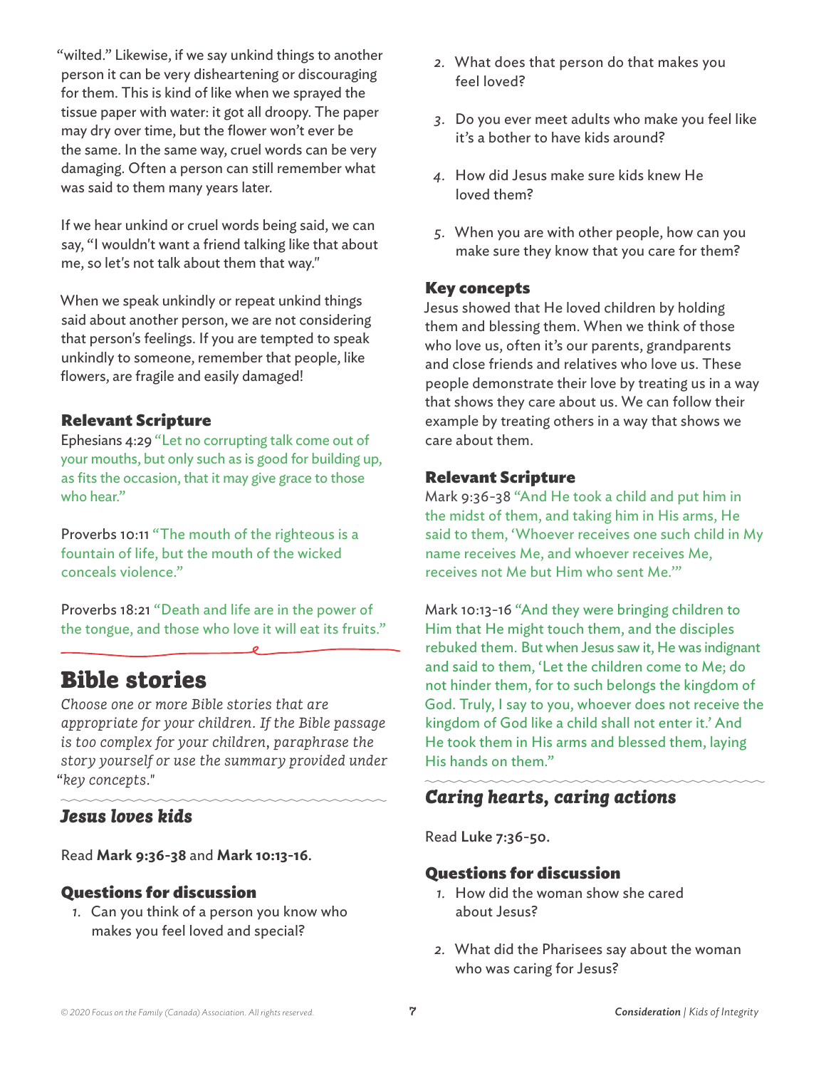"wilted." Likewise, if we say unkind things to another person it can be very disheartening or discouraging for them. This is kind of like when we sprayed the tissue paper with water: it got all droopy. The paper may dry over time, but the flower won't ever be the same. In the same way, cruel words can be very damaging. Often a person can still remember what was said to them many years later.

If we hear unkind or cruel words being said, we can say, "I wouldn't want a friend talking like that about me, so let's not talk about them that way."

When we speak unkindly or repeat unkind things said about another person, we are not considering that person's feelings. If you are tempted to speak unkindly to someone, remember that people, like flowers, are fragile and easily damaged!

### Relevant Scripture

Ephesians 4:29 "Let no corrupting talk come out of your mouths, but only such as is good for building up, as fits the occasion, that it may give grace to those who hear."

Proverbs 10:11 "The mouth of the righteous is a fountain of life, but the mouth of the wicked conceals violence."

Proverbs 18:21 "Death and life are in the power of the tongue, and those who love it will eat its fruits."

# Bible stories

*Choose one or more Bible stories that are appropriate for your children. If the Bible passage is too complex for your children, paraphrase the story yourself or use the summary provided under "key concepts."*

## *Jesus loves kids*

Read **Mark 9:36-38** and **Mark 10:13-16**.

### Questions for discussion

1. Can you think of a person you know who makes you feel loved and special?
2. What does that person do that makes you feel loved?
3. Do you ever meet adults who make you feel like it's a bother to have kids around?
4. How did Jesus make sure kids knew He loved them?
5. When you are with other people, how can you make sure they know that you care for them?

### Key concepts

Jesus showed that He loved children by holding them and blessing them. When we think of those who love us, often it's our parents, grandparents and close friends and relatives who love us. These people demonstrate their love by treating us in a way that shows they care about us. We can follow their example by treating others in a way that shows we care about them.

### Relevant Scripture

Mark 9:36-38 "And He took a child and put him in the midst of them, and taking him in His arms, He said to them, 'Whoever receives one such child in My name receives Me, and whoever receives Me, receives not Me but Him who sent Me.'"

Mark 10:13-16 "And they were bringing children to Him that He might touch them, and the disciples rebuked them. But when Jesus saw it, He was indignant and said to them, 'Let the children come to Me; do not hinder them, for to such belongs the kingdom of God. Truly, I say to you, whoever does not receive the kingdom of God like a child shall not enter it.' And He took them in His arms and blessed them, laying His hands on them."

## *Caring hearts, caring actions*

Read **Luke 7:36-50**.

### Questions for discussion

1. How did the woman show she cared about Jesus?
2. What did the Pharisees say about the woman who was caring for Jesus?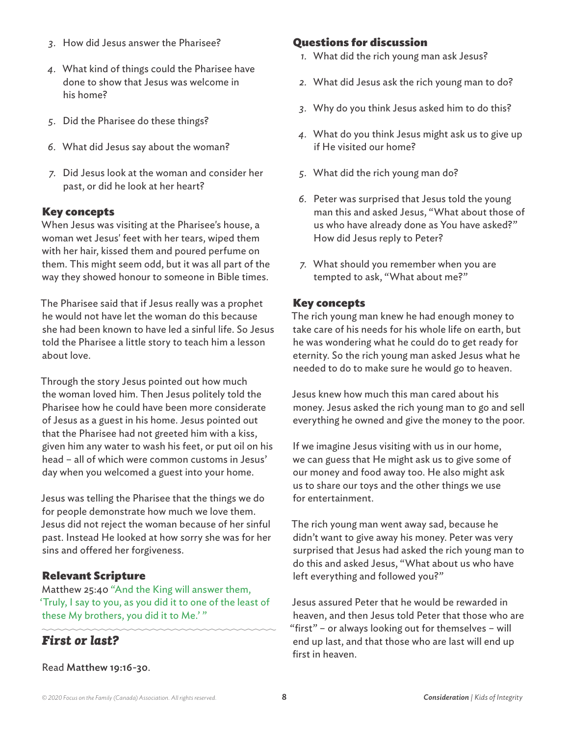3. How did Jesus answer the Pharisee?
4. What kind of things could the Pharisee have done to show that Jesus was welcome in his home?
5. Did the Pharisee do these things?
6. What did Jesus say about the woman?
7. Did Jesus look at the woman and consider her past, or did he look at her heart?

### Key concepts

When Jesus was visiting at the Pharisee's house, a woman wet Jesus' feet with her tears, wiped them with her hair, kissed them and poured perfume on them. This might seem odd, but it was all part of the way they showed honour to someone in Bible times.

The Pharisee said that if Jesus really was a prophet he would not have let the woman do this because she had been known to have led a sinful life. So Jesus told the Pharisee a little story to teach him a lesson about love.

Through the story Jesus pointed out how much the woman loved him. Then Jesus politely told the Pharisee how he could have been more considerate of Jesus as a guest in his home. Jesus pointed out that the Pharisee had not greeted him with a kiss, given him any water to wash his feet, or put oil on his head – all of which were common customs in Jesus' day when you welcomed a guest into your home.

Jesus was telling the Pharisee that the things we do for people demonstrate how much we love them. Jesus did not reject the woman because of her sinful past. Instead He looked at how sorry she was for her sins and offered her forgiveness.

### Relevant Scripture

Matthew 25:40 "And the King will answer them, 'Truly, I say to you, as you did it to one of the least of these My brothers, you did it to Me.' "

## *First or last?*

Read **Matthew 19:16-30**.

### Questions for discussion

1. What did the rich young man ask Jesus?
2. What did Jesus ask the rich young man to do?
3. Why do you think Jesus asked him to do this?
4. What do you think Jesus might ask us to give up if He visited our home?
5. What did the rich young man do?
6. Peter was surprised that Jesus told the young man this and asked Jesus, "What about those of us who have already done as You have asked?" How did Jesus reply to Peter?
7. What should you remember when you are tempted to ask, "What about me?"

### Key concepts

The rich young man knew he had enough money to take care of his needs for his whole life on earth, but he was wondering what he could do to get ready for eternity. So the rich young man asked Jesus what he needed to do to make sure he would go to heaven.

Jesus knew how much this man cared about his money. Jesus asked the rich young man to go and sell everything he owned and give the money to the poor.

If we imagine Jesus visiting with us in our home, we can guess that He might ask us to give some of our money and food away too. He also might ask us to share our toys and the other things we use for entertainment.

The rich young man went away sad, because he didn't want to give away his money. Peter was very surprised that Jesus had asked the rich young man to do this and asked Jesus, "What about us who have left everything and followed you?"

Jesus assured Peter that he would be rewarded in heaven, and then Jesus told Peter that those who are "first" – or always looking out for themselves – will end up last, and that those who are last will end up first in heaven.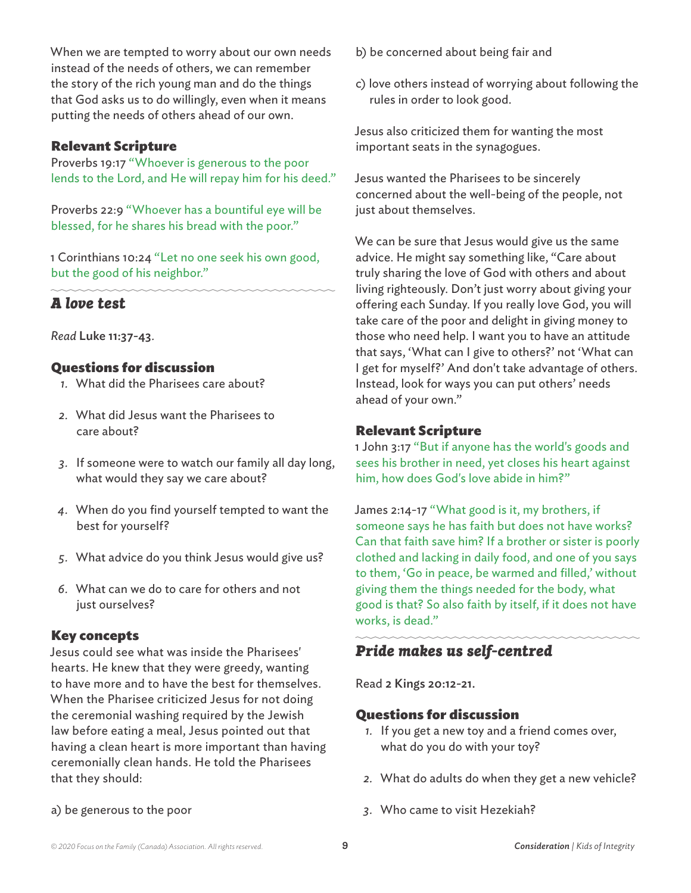When we are tempted to worry about our own needs instead of the needs of others, we can remember the story of the rich young man and do the things that God asks us to do willingly, even when it means putting the needs of others ahead of our own.

### Relevant Scripture

Proverbs 19:17 "Whoever is generous to the poor lends to the Lord, and He will repay him for his deed."

Proverbs 22:9 "Whoever has a bountiful eye will be blessed, for he shares his bread with the poor."

1 Corinthians 10:24 "Let no one seek his own good, but the good of his neighbor."

## *A love test*

*Read* Luke 11:37-43.

### Questions for discussion

1. What did the Pharisees care about?
2. What did Jesus want the Pharisees to care about?
3. If someone were to watch our family all day long, what would they say we care about?
4. When do you find yourself tempted to want the best for yourself?
5. What advice do you think Jesus would give us?
6. What can we do to care for others and not just ourselves?

### Key concepts

Jesus could see what was inside the Pharisees' hearts. He knew that they were greedy, wanting to have more and to have the best for themselves. When the Pharisee criticized Jesus for not doing the ceremonial washing required by the Jewish law before eating a meal, Jesus pointed out that having a clean heart is more important than having ceremonially clean hands. He told the Pharisees that they should:

a) be generous to the poor

b) be concerned about being fair and

c) love others instead of worrying about following the rules in order to look good.

Jesus also criticized them for wanting the most important seats in the synagogues.

Jesus wanted the Pharisees to be sincerely concerned about the well-being of the people, not just about themselves.

We can be sure that Jesus would give us the same advice. He might say something like, "Care about truly sharing the love of God with others and about living righteously. Don't just worry about giving your offering each Sunday. If you really love God, you will take care of the poor and delight in giving money to those who need help. I want you to have an attitude that says, 'What can I give to others?' not 'What can I get for myself?' And don't take advantage of others. Instead, look for ways you can put others' needs ahead of your own."

### Relevant Scripture

1 John 3:17 "But if anyone has the world's goods and sees his brother in need, yet closes his heart against him, how does God's love abide in him?"

James 2:14-17 "What good is it, my brothers, if someone says he has faith but does not have works? Can that faith save him? If a brother or sister is poorly clothed and lacking in daily food, and one of you says to them, 'Go in peace, be warmed and filled,' without giving them the things needed for the body, what good is that? So also faith by itself, if it does not have works, is dead."

## *Pride makes us self-centred*

Read 2 Kings 20:12-21.

### Questions for discussion

1. If you get a new toy and a friend comes over, what do you do with your toy?
2. What do adults do when they get a new vehicle?
3. Who came to visit Hezekiah?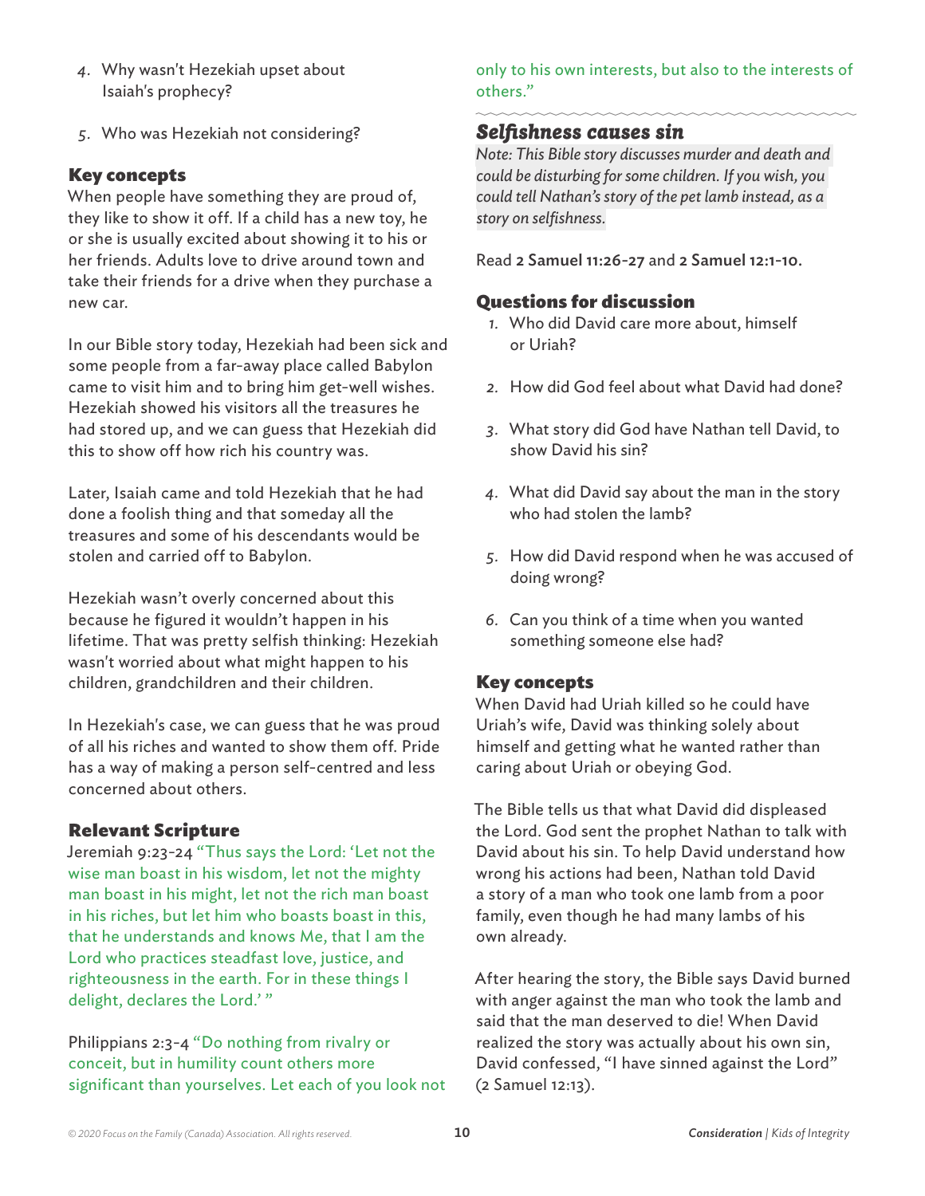4. Why wasn't Hezekiah upset about Isaiah's prophecy?

5. Who was Hezekiah not considering?

### Key concepts

When people have something they are proud of, they like to show it off. If a child has a new toy, he or she is usually excited about showing it to his or her friends. Adults love to drive around town and take their friends for a drive when they purchase a new car.

In our Bible story today, Hezekiah had been sick and some people from a far-away place called Babylon came to visit him and to bring him get-well wishes. Hezekiah showed his visitors all the treasures he had stored up, and we can guess that Hezekiah did this to show off how rich his country was.

Later, Isaiah came and told Hezekiah that he had done a foolish thing and that someday all the treasures and some of his descendants would be stolen and carried off to Babylon.

Hezekiah wasn't overly concerned about this because he figured it wouldn't happen in his lifetime. That was pretty selfish thinking: Hezekiah wasn't worried about what might happen to his children, grandchildren and their children.

In Hezekiah's case, we can guess that he was proud of all his riches and wanted to show them off. Pride has a way of making a person self-centred and less concerned about others.

### Relevant Scripture

Jeremiah 9:23-24 "Thus says the Lord: 'Let not the wise man boast in his wisdom, let not the mighty man boast in his might, let not the rich man boast in his riches, but let him who boasts boast in this, that he understands and knows Me, that I am the Lord who practices steadfast love, justice, and righteousness in the earth. For in these things I delight, declares the Lord.' "

Philippians 2:3-4 "Do nothing from rivalry or conceit, but in humility count others more significant than yourselves. Let each of you look not only to his own interests, but also to the interests of others."

## *Selfishness causes sin*

*Note: This Bible story discusses murder and death and could be disturbing for some children. If you wish, you could tell Nathan's story of the pet lamb instead, as a story on selfishness.*

Read **2 Samuel 11:26-27** and **2 Samuel 12:1-10**.

### Questions for discussion

1. Who did David care more about, himself or Uriah?
2. How did God feel about what David had done?
3. What story did God have Nathan tell David, to show David his sin?
4. What did David say about the man in the story who had stolen the lamb?
5. How did David respond when he was accused of doing wrong?
6. Can you think of a time when you wanted something someone else had?

### Key concepts

When David had Uriah killed so he could have Uriah's wife, David was thinking solely about himself and getting what he wanted rather than caring about Uriah or obeying God.

The Bible tells us that what David did displeased the Lord. God sent the prophet Nathan to talk with David about his sin. To help David understand how wrong his actions had been, Nathan told David a story of a man who took one lamb from a poor family, even though he had many lambs of his own already.

After hearing the story, the Bible says David burned with anger against the man who took the lamb and said that the man deserved to die! When David realized the story was actually about his own sin, David confessed, "I have sinned against the Lord" (2 Samuel 12:13).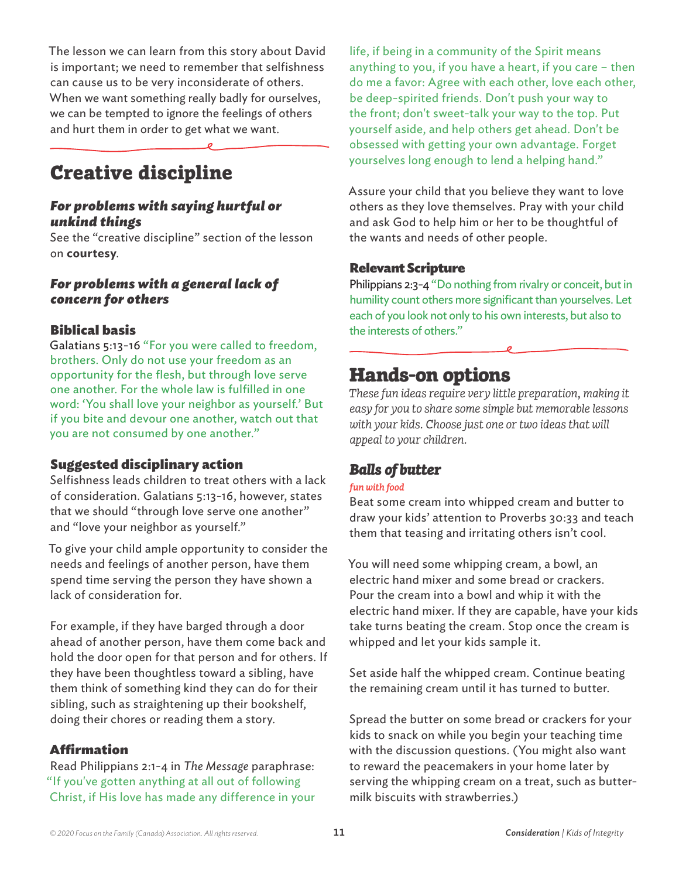The lesson we can learn from this story about David is important; we need to remember that selfishness can cause us to be very inconsiderate of others. When we want something really badly for ourselves, we can be tempted to ignore the feelings of others and hurt them in order to get what we want.

# Creative discipline

### *For problems with saying hurtful or unkind things*

See the "creative discipline" section of the lesson on **courtesy**.

### *For problems with a general lack of concern for others*

#### Biblical basis

Galatians 5:13-16 "For you were called to freedom, brothers. Only do not use your freedom as an opportunity for the flesh, but through love serve one another. For the whole law is fulfilled in one word: 'You shall love your neighbor as yourself.' But if you bite and devour one another, watch out that you are not consumed by one another."

#### Suggested disciplinary action

Selfishness leads children to treat others with a lack of consideration. Galatians 5:13-16, however, states that we should "through love serve one another" and "love your neighbor as yourself."

To give your child ample opportunity to consider the needs and feelings of another person, have them spend time serving the person they have shown a lack of consideration for.

For example, if they have barged through a door ahead of another person, have them come back and hold the door open for that person and for others. If they have been thoughtless toward a sibling, have them think of something kind they can do for their sibling, such as straightening up their bookshelf, doing their chores or reading them a story.

#### Affirmation

Read Philippians 2:1-4 in *The Message* paraphrase: "If you've gotten anything at all out of following Christ, if His love has made any difference in your life, if being in a community of the Spirit means anything to you, if you have a heart, if you care – then do me a favor: Agree with each other, love each other, be deep-spirited friends. Don't push your way to the front; don't sweet-talk your way to the top. Put yourself aside, and help others get ahead. Don't be obsessed with getting your own advantage. Forget yourselves long enough to lend a helping hand."

Assure your child that you believe they want to love others as they love themselves. Pray with your child and ask God to help him or her to be thoughtful of the wants and needs of other people.

#### Relevant Scripture

Philippians 2:3-4 "Do nothing from rivalry or conceit, but in humility count others more significant than yourselves. Let each of you look not only to his own interests, but also to the interests of others."

# Hands-on options

*These fun ideas require very little preparation, making it easy for you to share some simple but memorable lessons with your kids. Choose just one or two ideas that will appeal to your children.*

### *Balls of butter*

*fun with food*

Beat some cream into whipped cream and butter to draw your kids' attention to Proverbs 30:33 and teach them that teasing and irritating others isn't cool.

You will need some whipping cream, a bowl, an electric hand mixer and some bread or crackers. Pour the cream into a bowl and whip it with the electric hand mixer. If they are capable, have your kids take turns beating the cream. Stop once the cream is whipped and let your kids sample it.

Set aside half the whipped cream. Continue beating the remaining cream until it has turned to butter.

Spread the butter on some bread or crackers for your kids to snack on while you begin your teaching time with the discussion questions. (You might also want to reward the peacemakers in your home later by serving the whipping cream on a treat, such as buttermilk biscuits with strawberries.)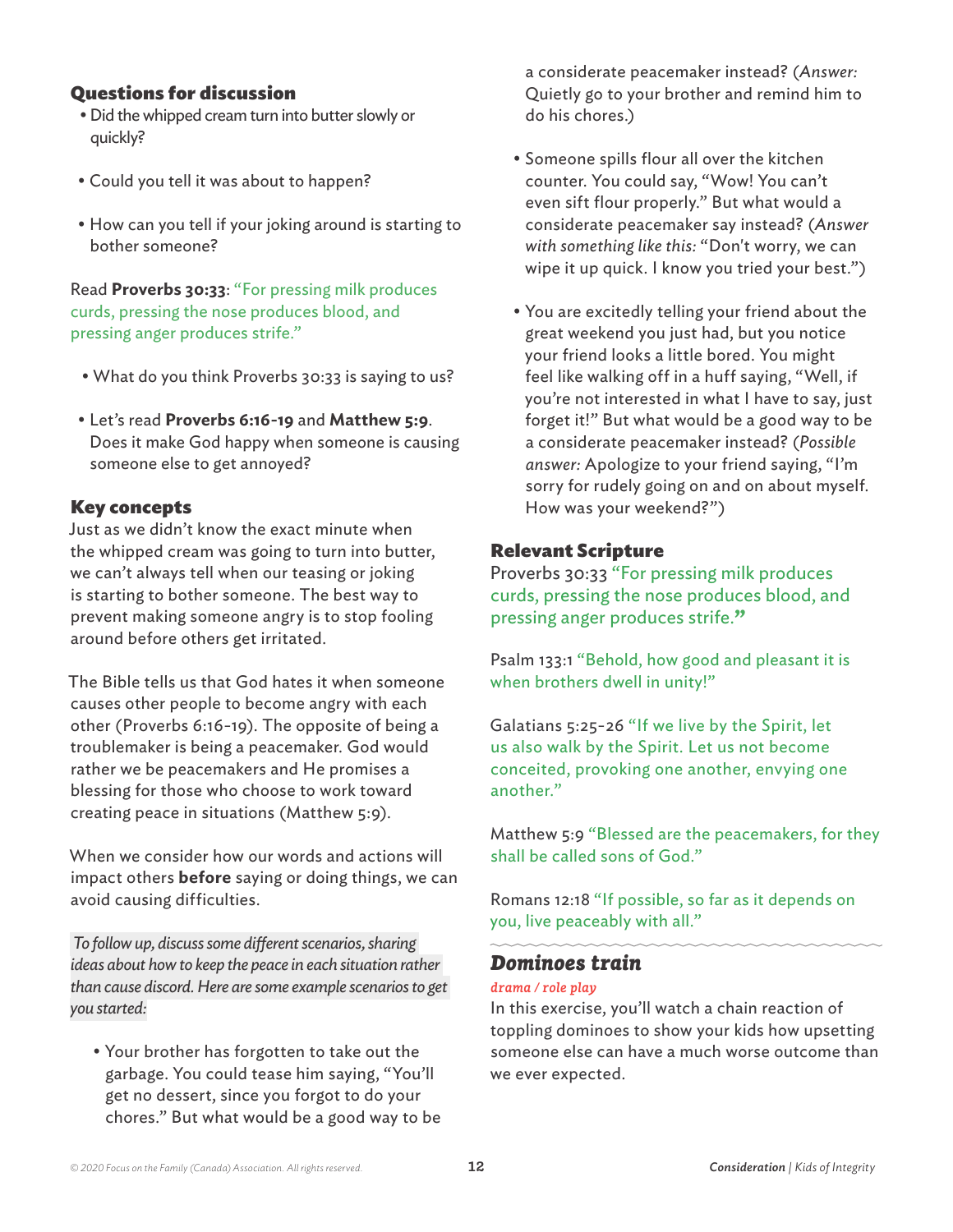## Questions for discussion

- Did the whipped cream turn into butter slowly or quickly?
- Could you tell it was about to happen?
- How can you tell if your joking around is starting to bother someone?

Read **Proverbs 30:33**: "For pressing milk produces curds, pressing the nose produces blood, and pressing anger produces strife."

- What do you think Proverbs 30:33 is saying to us?
- Let's read **Proverbs 6:16-19** and **Matthew 5:9**. Does it make God happy when someone is causing someone else to get annoyed?

## Key concepts

Just as we didn't know the exact minute when the whipped cream was going to turn into butter, we can't always tell when our teasing or joking is starting to bother someone. The best way to prevent making someone angry is to stop fooling around before others get irritated.

The Bible tells us that God hates it when someone causes other people to become angry with each other (Proverbs 6:16-19). The opposite of being a troublemaker is being a peacemaker. God would rather we be peacemakers and He promises a blessing for those who choose to work toward creating peace in situations (Matthew 5:9).

When we consider how our words and actions will impact others **before** saying or doing things, we can avoid causing difficulties.

*To follow up, discuss some different scenarios, sharing ideas about how to keep the peace in each situation rather than cause discord. Here are some example scenarios to get you started:*

- Your brother has forgotten to take out the garbage. You could tease him saying, "You'll get no dessert, since you forgot to do your chores." But what would be a good way to be a considerate peacemaker instead? (*Answer:* Quietly go to your brother and remind him to do his chores.)
- Someone spills flour all over the kitchen counter. You could say, "Wow! You can't even sift flour properly." But what would a considerate peacemaker say instead? (*Answer with something like this:* "Don't worry, we can wipe it up quick. I know you tried your best.")
- You are excitedly telling your friend about the great weekend you just had, but you notice your friend looks a little bored. You might feel like walking off in a huff saying, "Well, if you're not interested in what I have to say, just forget it!" But what would be a good way to be a considerate peacemaker instead? (*Possible answer:* Apologize to your friend saying, "I'm sorry for rudely going on and on about myself. How was your weekend?")

## Relevant Scripture

Proverbs 30:33 "For pressing milk produces curds, pressing the nose produces blood, and pressing anger produces strife."

Psalm 133:1 "Behold, how good and pleasant it is when brothers dwell in unity!"

Galatians 5:25-26 "If we live by the Spirit, let us also walk by the Spirit. Let us not become conceited, provoking one another, envying one another."

Matthew 5:9 "Blessed are the peacemakers, for they shall be called sons of God."

Romans 12:18 "If possible, so far as it depends on you, live peaceably with all."

## Dominoes train

*drama / role play*

In this exercise, you'll watch a chain reaction of toppling dominoes to show your kids how upsetting someone else can have a much worse outcome than we ever expected.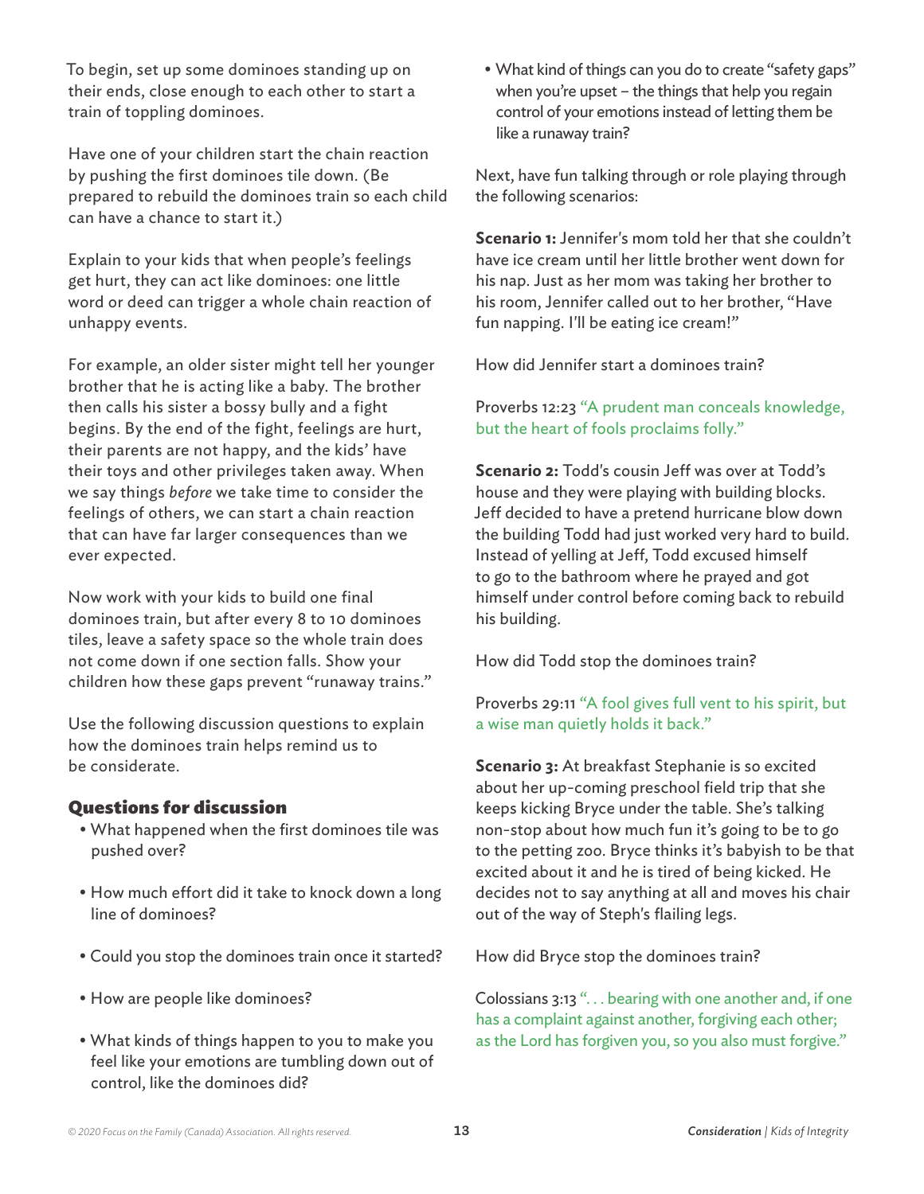To begin, set up some dominoes standing up on their ends, close enough to each other to start a train of toppling dominoes.

Have one of your children start the chain reaction by pushing the first dominoes tile down. (Be prepared to rebuild the dominoes train so each child can have a chance to start it.)

Explain to your kids that when people's feelings get hurt, they can act like dominoes: one little word or deed can trigger a whole chain reaction of unhappy events.

For example, an older sister might tell her younger brother that he is acting like a baby. The brother then calls his sister a bossy bully and a fight begins. By the end of the fight, feelings are hurt, their parents are not happy, and the kids' have their toys and other privileges taken away. When we say things *before* we take time to consider the feelings of others, we can start a chain reaction that can have far larger consequences than we ever expected.

Now work with your kids to build one final dominoes train, but after every 8 to 10 dominoes tiles, leave a safety space so the whole train does not come down if one section falls. Show your children how these gaps prevent "runaway trains."

Use the following discussion questions to explain how the dominoes train helps remind us to be considerate.

### Questions for discussion

- What happened when the first dominoes tile was pushed over?
- How much effort did it take to knock down a long line of dominoes?
- Could you stop the dominoes train once it started?
- How are people like dominoes?
- What kinds of things happen to you to make you feel like your emotions are tumbling down out of control, like the dominoes did?
- What kind of things can you do to create "safety gaps" when you're upset – the things that help you regain control of your emotions instead of letting them be like a runaway train?

Next, have fun talking through or role playing through the following scenarios:

**Scenario 1:** Jennifer's mom told her that she couldn't have ice cream until her little brother went down for his nap. Just as her mom was taking her brother to his room, Jennifer called out to her brother, "Have fun napping. I'll be eating ice cream!"

How did Jennifer start a dominoes train?

Proverbs 12:23 "A prudent man conceals knowledge, but the heart of fools proclaims folly."

**Scenario 2:** Todd's cousin Jeff was over at Todd's house and they were playing with building blocks. Jeff decided to have a pretend hurricane blow down the building Todd had just worked very hard to build. Instead of yelling at Jeff, Todd excused himself to go to the bathroom where he prayed and got himself under control before coming back to rebuild his building.

How did Todd stop the dominoes train?

Proverbs 29:11 "A fool gives full vent to his spirit, but a wise man quietly holds it back."

**Scenario 3:** At breakfast Stephanie is so excited about her up-coming preschool field trip that she keeps kicking Bryce under the table. She's talking non-stop about how much fun it's going to be to go to the petting zoo. Bryce thinks it's babyish to be that excited about it and he is tired of being kicked. He decides not to say anything at all and moves his chair out of the way of Steph's flailing legs.

How did Bryce stop the dominoes train?

Colossians 3:13 ". . . bearing with one another and, if one has a complaint against another, forgiving each other; as the Lord has forgiven you, so you also must forgive."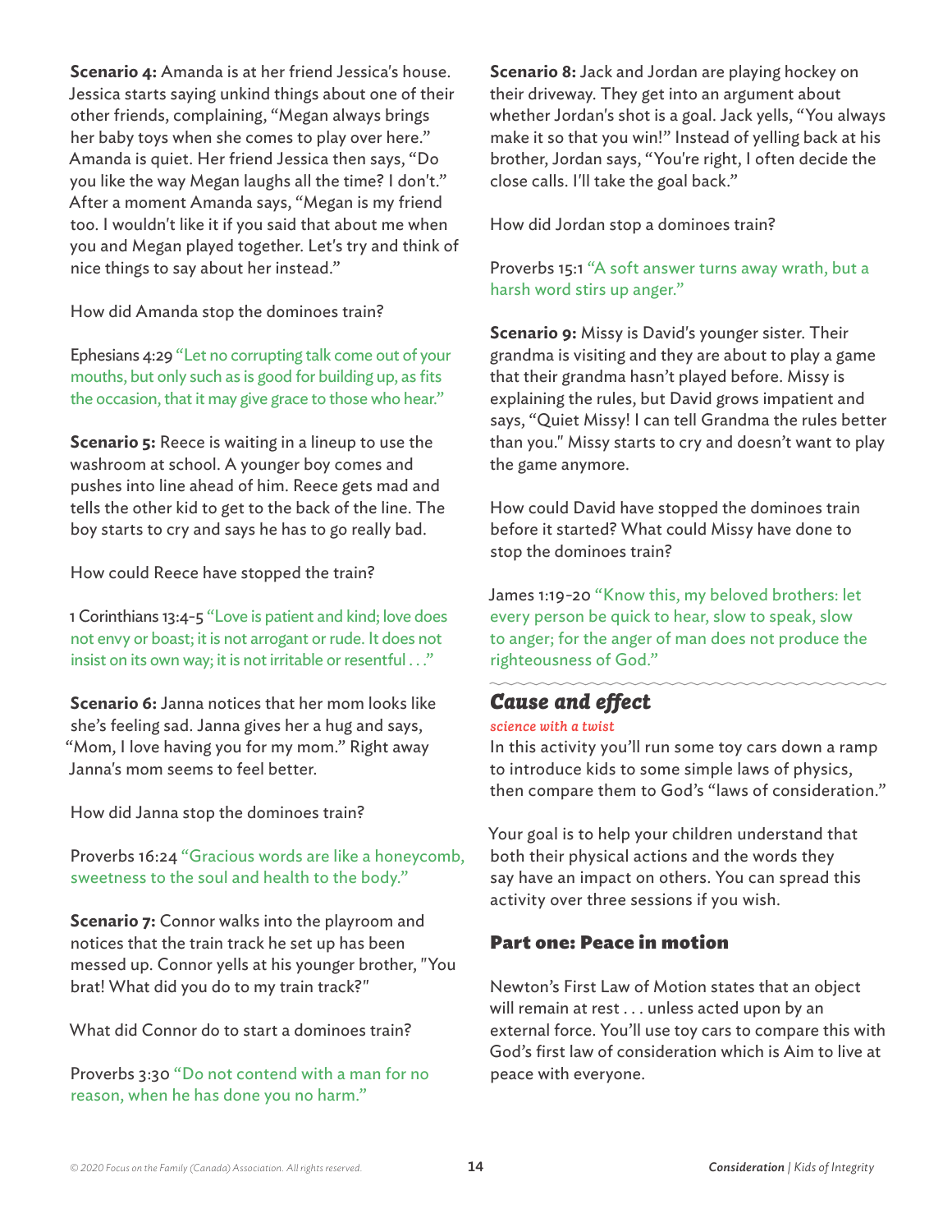**Scenario 4:** Amanda is at her friend Jessica's house. Jessica starts saying unkind things about one of their other friends, complaining, "Megan always brings her baby toys when she comes to play over here." Amanda is quiet. Her friend Jessica then says, "Do you like the way Megan laughs all the time? I don't." After a moment Amanda says, "Megan is my friend too. I wouldn't like it if you said that about me when you and Megan played together. Let's try and think of nice things to say about her instead."

How did Amanda stop the dominoes train?

Ephesians 4:29 "Let no corrupting talk come out of your mouths, but only such as is good for building up, as fits the occasion, that it may give grace to those who hear."

**Scenario 5:** Reece is waiting in a lineup to use the washroom at school. A younger boy comes and pushes into line ahead of him. Reece gets mad and tells the other kid to get to the back of the line. The boy starts to cry and says he has to go really bad.

How could Reece have stopped the train?

1 Corinthians 13:4-5 "Love is patient and kind; love does not envy or boast; it is not arrogant or rude. It does not insist on its own way; it is not irritable or resentful . . ."

**Scenario 6:** Janna notices that her mom looks like she's feeling sad. Janna gives her a hug and says, "Mom, I love having you for my mom." Right away Janna's mom seems to feel better.

How did Janna stop the dominoes train?

Proverbs 16:24 "Gracious words are like a honeycomb, sweetness to the soul and health to the body."

**Scenario 7:** Connor walks into the playroom and notices that the train track he set up has been messed up. Connor yells at his younger brother, "You brat! What did you do to my train track?"

What did Connor do to start a dominoes train?

Proverbs 3:30 "Do not contend with a man for no reason, when he has done you no harm."

**Scenario 8:** Jack and Jordan are playing hockey on their driveway. They get into an argument about whether Jordan's shot is a goal. Jack yells, "You always make it so that you win!" Instead of yelling back at his brother, Jordan says, "You're right, I often decide the close calls. I'll take the goal back."

How did Jordan stop a dominoes train?

Proverbs 15:1 "A soft answer turns away wrath, but a harsh word stirs up anger."

**Scenario 9:** Missy is David's younger sister. Their grandma is visiting and they are about to play a game that their grandma hasn't played before. Missy is explaining the rules, but David grows impatient and says, "Quiet Missy! I can tell Grandma the rules better than you." Missy starts to cry and doesn't want to play the game anymore.

How could David have stopped the dominoes train before it started? What could Missy have done to stop the dominoes train?

James 1:19-20 "Know this, my beloved brothers: let every person be quick to hear, slow to speak, slow to anger; for the anger of man does not produce the righteousness of God."

## Cause and effect

*science with a twist*

In this activity you'll run some toy cars down a ramp to introduce kids to some simple laws of physics, then compare them to God's "laws of consideration."

Your goal is to help your children understand that both their physical actions and the words they say have an impact on others. You can spread this activity over three sessions if you wish.

### Part one: Peace in motion

Newton's First Law of Motion states that an object will remain at rest . . . unless acted upon by an external force. You'll use toy cars to compare this with God's first law of consideration which is Aim to live at peace with everyone.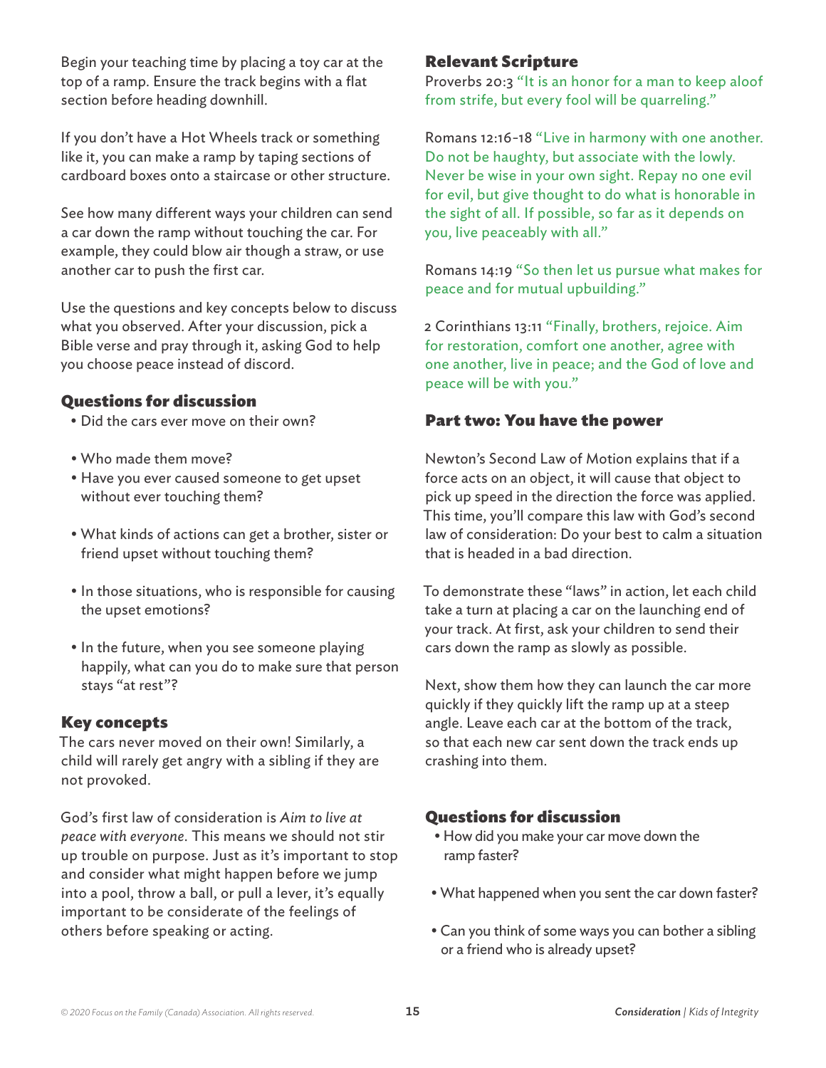Begin your teaching time by placing a toy car at the top of a ramp. Ensure the track begins with a flat section before heading downhill.

If you don't have a Hot Wheels track or something like it, you can make a ramp by taping sections of cardboard boxes onto a staircase or other structure.

See how many different ways your children can send a car down the ramp without touching the car. For example, they could blow air though a straw, or use another car to push the first car.

Use the questions and key concepts below to discuss what you observed. After your discussion, pick a Bible verse and pray through it, asking God to help you choose peace instead of discord.

### Questions for discussion

- Did the cars ever move on their own?
- Who made them move?
- Have you ever caused someone to get upset without ever touching them?
- What kinds of actions can get a brother, sister or friend upset without touching them?
- In those situations, who is responsible for causing the upset emotions?
- In the future, when you see someone playing happily, what can you do to make sure that person stays "at rest"?

### Key concepts

The cars never moved on their own! Similarly, a child will rarely get angry with a sibling if they are not provoked.

God's first law of consideration is *Aim to live at peace with everyone*. This means we should not stir up trouble on purpose. Just as it's important to stop and consider what might happen before we jump into a pool, throw a ball, or pull a lever, it's equally important to be considerate of the feelings of others before speaking or acting.

### Relevant Scripture

Proverbs 20:3 "It is an honor for a man to keep aloof from strife, but every fool will be quarreling."

Romans 12:16-18 "Live in harmony with one another. Do not be haughty, but associate with the lowly. Never be wise in your own sight. Repay no one evil for evil, but give thought to do what is honorable in the sight of all. If possible, so far as it depends on you, live peaceably with all."

Romans 14:19 "So then let us pursue what makes for peace and for mutual upbuilding."

2 Corinthians 13:11 "Finally, brothers, rejoice. Aim for restoration, comfort one another, agree with one another, live in peace; and the God of love and peace will be with you."

### Part two: You have the power

Newton's Second Law of Motion explains that if a force acts on an object, it will cause that object to pick up speed in the direction the force was applied. This time, you'll compare this law with God's second law of consideration: Do your best to calm a situation that is headed in a bad direction.

To demonstrate these "laws" in action, let each child take a turn at placing a car on the launching end of your track. At first, ask your children to send their cars down the ramp as slowly as possible.

Next, show them how they can launch the car more quickly if they quickly lift the ramp up at a steep angle. Leave each car at the bottom of the track, so that each new car sent down the track ends up crashing into them.

### Questions for discussion

- How did you make your car move down the ramp faster?
- What happened when you sent the car down faster?
- Can you think of some ways you can bother a sibling or a friend who is already upset?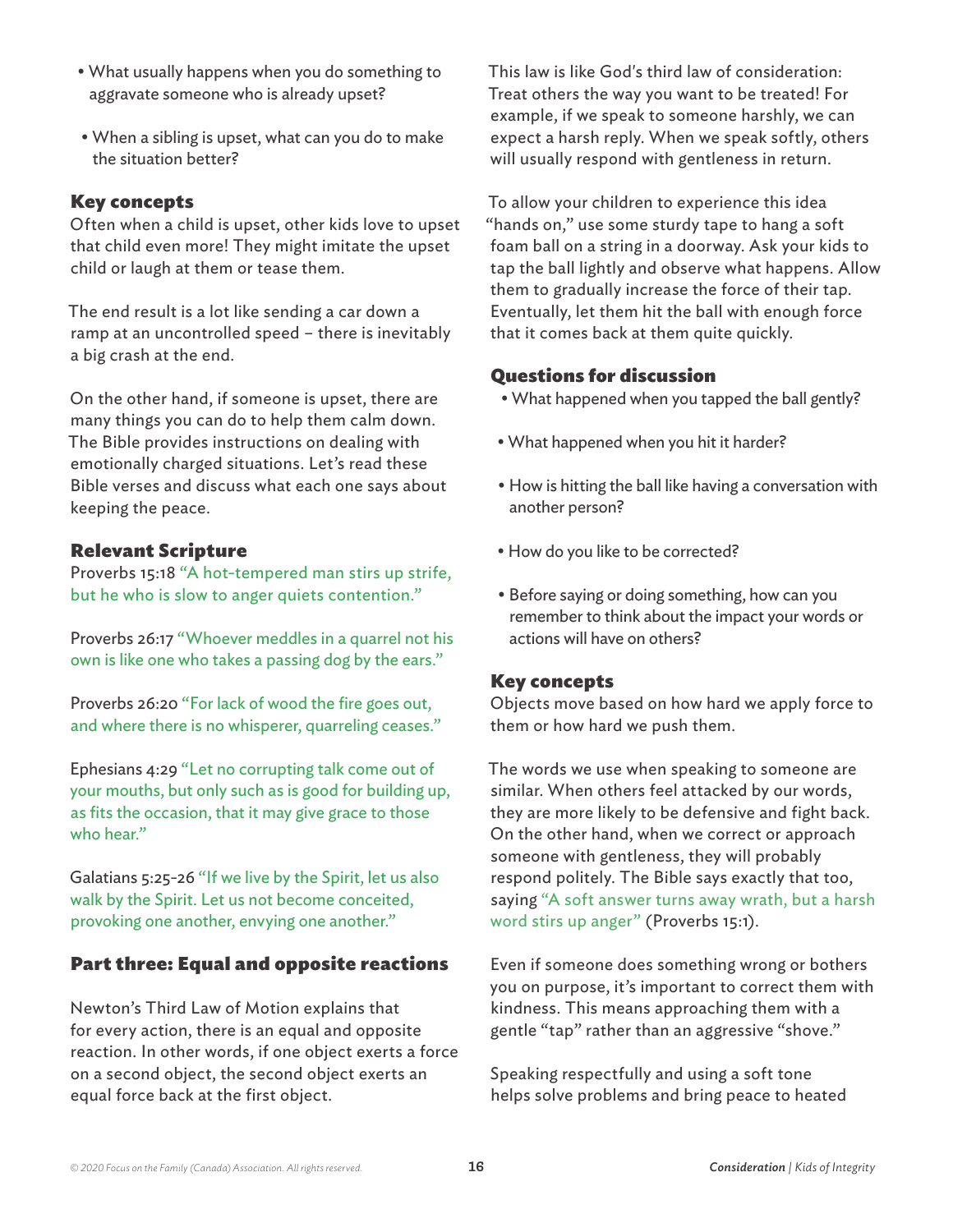- What usually happens when you do something to aggravate someone who is already upset?
- When a sibling is upset, what can you do to make the situation better?

### Key concepts

Often when a child is upset, other kids love to upset that child even more! They might imitate the upset child or laugh at them or tease them.

The end result is a lot like sending a car down a ramp at an uncontrolled speed – there is inevitably a big crash at the end.

On the other hand, if someone is upset, there are many things you can do to help them calm down. The Bible provides instructions on dealing with emotionally charged situations. Let's read these Bible verses and discuss what each one says about keeping the peace.

### Relevant Scripture

Proverbs 15:18 "A hot-tempered man stirs up strife, but he who is slow to anger quiets contention."

Proverbs 26:17 "Whoever meddles in a quarrel not his own is like one who takes a passing dog by the ears."

Proverbs 26:20 "For lack of wood the fire goes out, and where there is no whisperer, quarreling ceases."

Ephesians 4:29 "Let no corrupting talk come out of your mouths, but only such as is good for building up, as fits the occasion, that it may give grace to those who hear."

Galatians 5:25-26 "If we live by the Spirit, let us also walk by the Spirit. Let us not become conceited, provoking one another, envying one another."

## Part three: Equal and opposite reactions

Newton's Third Law of Motion explains that for every action, there is an equal and opposite reaction. In other words, if one object exerts a force on a second object, the second object exerts an equal force back at the first object.

This law is like God's third law of consideration: Treat others the way you want to be treated! For example, if we speak to someone harshly, we can expect a harsh reply. When we speak softly, others will usually respond with gentleness in return.

To allow your children to experience this idea "hands on," use some sturdy tape to hang a soft foam ball on a string in a doorway. Ask your kids to tap the ball lightly and observe what happens. Allow them to gradually increase the force of their tap. Eventually, let them hit the ball with enough force that it comes back at them quite quickly.

### Questions for discussion

- What happened when you tapped the ball gently?
- What happened when you hit it harder?
- How is hitting the ball like having a conversation with another person?
- How do you like to be corrected?
- Before saying or doing something, how can you remember to think about the impact your words or actions will have on others?

### Key concepts

Objects move based on how hard we apply force to them or how hard we push them.

The words we use when speaking to someone are similar. When others feel attacked by our words, they are more likely to be defensive and fight back. On the other hand, when we correct or approach someone with gentleness, they will probably respond politely. The Bible says exactly that too, saying "A soft answer turns away wrath, but a harsh word stirs up anger" (Proverbs 15:1).

Even if someone does something wrong or bothers you on purpose, it's important to correct them with kindness. This means approaching them with a gentle "tap" rather than an aggressive "shove."

Speaking respectfully and using a soft tone helps solve problems and bring peace to heated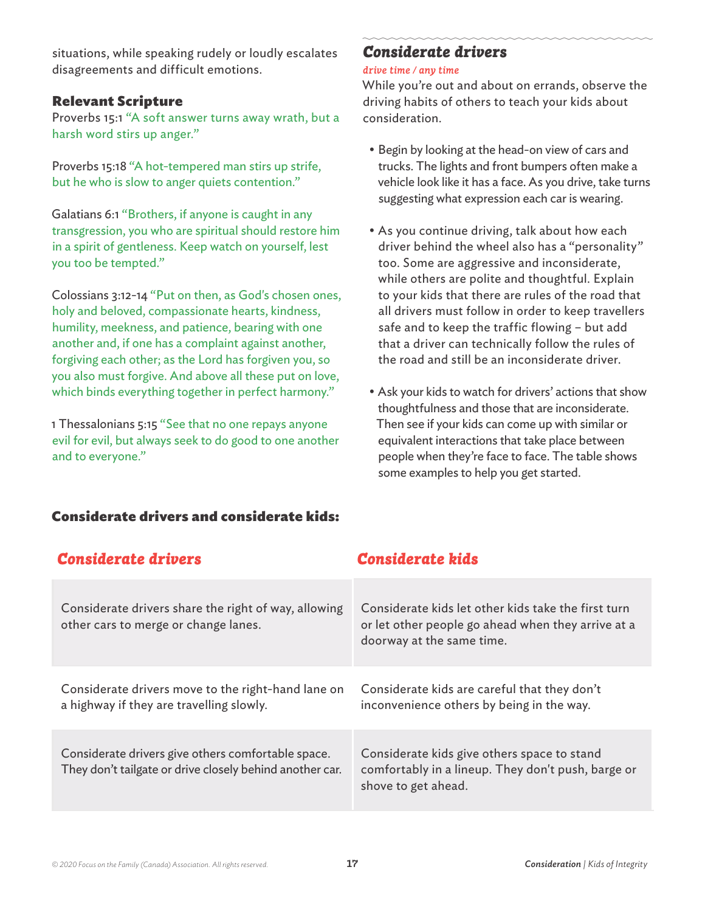situations, while speaking rudely or loudly escalates disagreements and difficult emotions.

### Relevant Scripture

Proverbs 15:1 "A soft answer turns away wrath, but a harsh word stirs up anger."

Proverbs 15:18 "A hot-tempered man stirs up strife, but he who is slow to anger quiets contention."

Galatians 6:1 "Brothers, if anyone is caught in any transgression, you who are spiritual should restore him in a spirit of gentleness. Keep watch on yourself, lest you too be tempted."

Colossians 3:12-14 "Put on then, as God's chosen ones, holy and beloved, compassionate hearts, kindness, humility, meekness, and patience, bearing with one another and, if one has a complaint against another, forgiving each other; as the Lord has forgiven you, so you also must forgive. And above all these put on love, which binds everything together in perfect harmony."

1 Thessalonians 5:15 "See that no one repays anyone evil for evil, but always seek to do good to one another and to everyone."

## Considerate drivers

*drive time / any time*

While you're out and about on errands, observe the driving habits of others to teach your kids about consideration.

- Begin by looking at the head-on view of cars and trucks. The lights and front bumpers often make a vehicle look like it has a face. As you drive, take turns suggesting what expression each car is wearing.
- As you continue driving, talk about how each driver behind the wheel also has a "personality" too. Some are aggressive and inconsiderate, while others are polite and thoughtful. Explain to your kids that there are rules of the road that all drivers must follow in order to keep travellers safe and to keep the traffic flowing – but add that a driver can technically follow the rules of the road and still be an inconsiderate driver.
- Ask your kids to watch for drivers' actions that show thoughtfulness and those that are inconsiderate. Then see if your kids can come up with similar or equivalent interactions that take place between people when they're face to face. The table shows some examples to help you get started.

### Considerate drivers and considerate kids:

| Considerate drivers | Considerate kids |
|---|---|
| Considerate drivers share the right of way, allowing other cars to merge or change lanes. | Considerate kids let other kids take the first turn or let other people go ahead when they arrive at a doorway at the same time. |
| Considerate drivers move to the right-hand lane on a highway if they are travelling slowly. | Considerate kids are careful that they don't inconvenience others by being in the way. |
| Considerate drivers give others comfortable space. They don't tailgate or drive closely behind another car. | Considerate kids give others space to stand comfortably in a lineup. They don't push, barge or shove to get ahead. |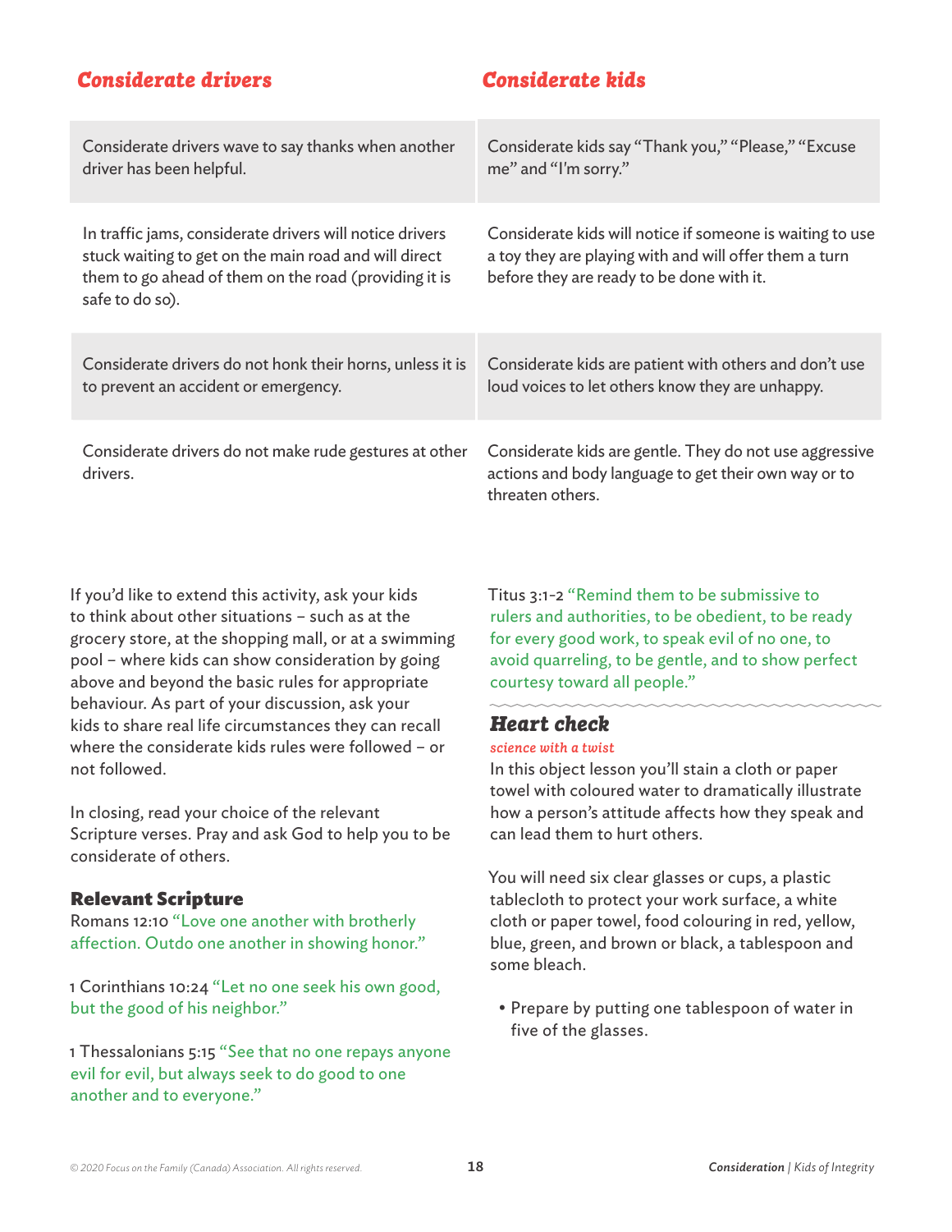| Considerate drivers | Considerate kids |
| --- | --- |
| Considerate drivers wave to say thanks when another driver has been helpful. | Considerate kids say "Thank you," "Please," "Excuse me" and "I'm sorry." |
| In traffic jams, considerate drivers will notice drivers stuck waiting to get on the main road and will direct them to go ahead of them on the road (providing it is safe to do so). | Considerate kids will notice if someone is waiting to use a toy they are playing with and will offer them a turn before they are ready to be done with it. |
| Considerate drivers do not honk their horns, unless it is to prevent an accident or emergency. | Considerate kids are patient with others and don't use loud voices to let others know they are unhappy. |
| Considerate drivers do not make rude gestures at other drivers. | Considerate kids are gentle. They do not use aggressive actions and body language to get their own way or to threaten others. |

If you'd like to extend this activity, ask your kids to think about other situations – such as at the grocery store, at the shopping mall, or at a swimming pool – where kids can show consideration by going above and beyond the basic rules for appropriate behaviour. As part of your discussion, ask your kids to share real life circumstances they can recall where the considerate kids rules were followed – or not followed.

In closing, read your choice of the relevant Scripture verses. Pray and ask God to help you to be considerate of others.

### Relevant Scripture

Romans 12:10 "Love one another with brotherly affection. Outdo one another in showing honor."

1 Corinthians 10:24 "Let no one seek his own good, but the good of his neighbor."

1 Thessalonians 5:15 "See that no one repays anyone evil for evil, but always seek to do good to one another and to everyone."

Titus 3:1-2 "Remind them to be submissive to rulers and authorities, to be obedient, to be ready for every good work, to speak evil of no one, to avoid quarreling, to be gentle, and to show perfect courtesy toward all people."

## Heart check

*science with a twist*

In this object lesson you'll stain a cloth or paper towel with coloured water to dramatically illustrate how a person's attitude affects how they speak and can lead them to hurt others.

You will need six clear glasses or cups, a plastic tablecloth to protect your work surface, a white cloth or paper towel, food colouring in red, yellow, blue, green, and brown or black, a tablespoon and some bleach.

- Prepare by putting one tablespoon of water in five of the glasses.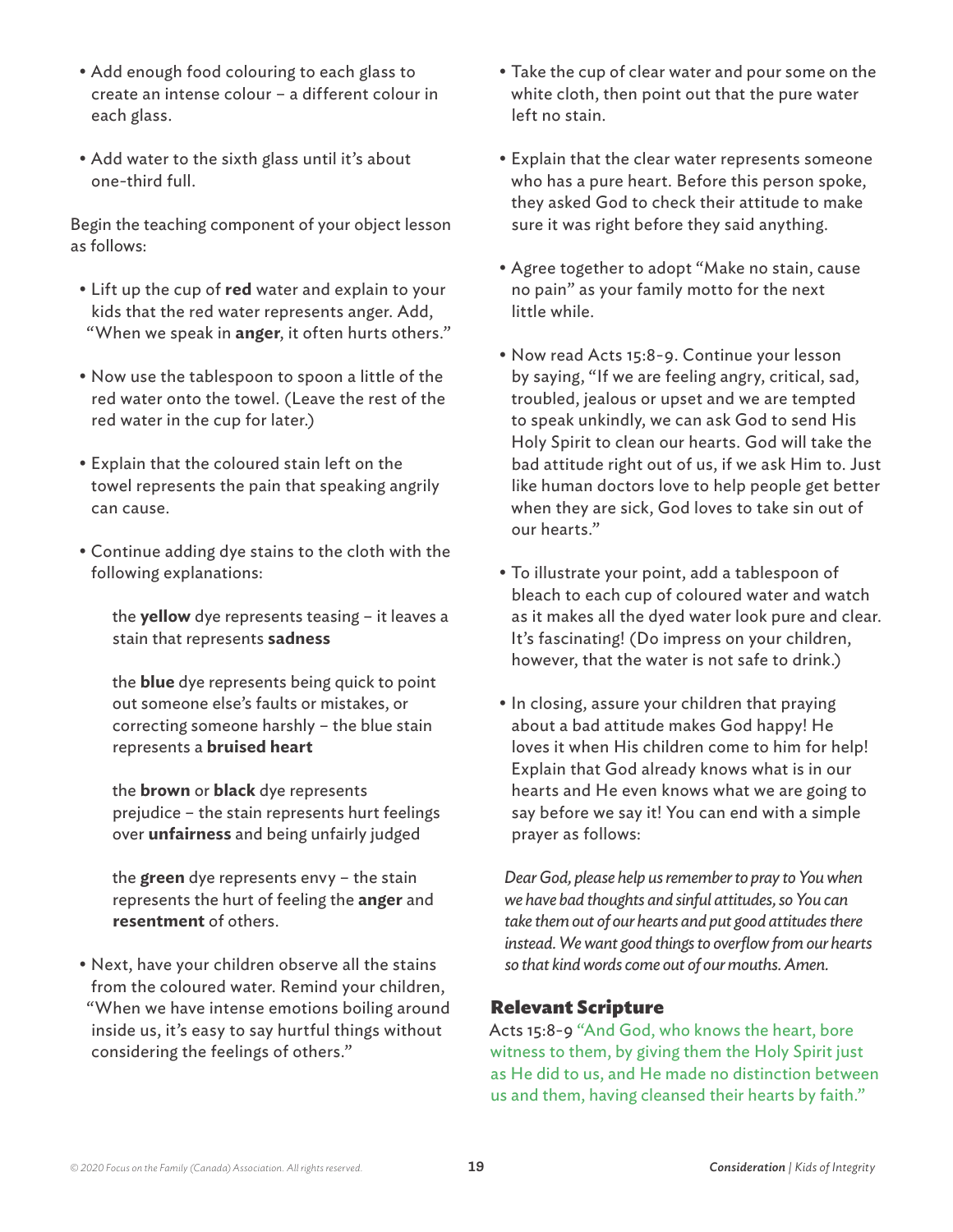- Add enough food colouring to each glass to create an intense colour – a different colour in each glass.
- Add water to the sixth glass until it's about one-third full.

Begin the teaching component of your object lesson as follows:

- Lift up the cup of **red** water and explain to your kids that the red water represents anger. Add, "When we speak in **anger**, it often hurts others."
- Now use the tablespoon to spoon a little of the red water onto the towel. (Leave the rest of the red water in the cup for later.)
- Explain that the coloured stain left on the towel represents the pain that speaking angrily can cause.
- Continue adding dye stains to the cloth with the following explanations:

    the **yellow** dye represents teasing – it leaves a stain that represents **sadness**

    the **blue** dye represents being quick to point out someone else's faults or mistakes, or correcting someone harshly – the blue stain represents a **bruised heart**

    the **brown** or **black** dye represents prejudice – the stain represents hurt feelings over **unfairness** and being unfairly judged

    the **green** dye represents envy – the stain represents the hurt of feeling the **anger** and **resentment** of others.

- Next, have your children observe all the stains from the coloured water. Remind your children, "When we have intense emotions boiling around inside us, it's easy to say hurtful things without considering the feelings of others."
- Take the cup of clear water and pour some on the white cloth, then point out that the pure water left no stain.
- Explain that the clear water represents someone who has a pure heart. Before this person spoke, they asked God to check their attitude to make sure it was right before they said anything.
- Agree together to adopt "Make no stain, cause no pain" as your family motto for the next little while.
- Now read Acts 15:8-9. Continue your lesson by saying, "If we are feeling angry, critical, sad, troubled, jealous or upset and we are tempted to speak unkindly, we can ask God to send His Holy Spirit to clean our hearts. God will take the bad attitude right out of us, if we ask Him to. Just like human doctors love to help people get better when they are sick, God loves to take sin out of our hearts."
- To illustrate your point, add a tablespoon of bleach to each cup of coloured water and watch as it makes all the dyed water look pure and clear. It's fascinating! (Do impress on your children, however, that the water is not safe to drink.)
- In closing, assure your children that praying about a bad attitude makes God happy! He loves it when His children come to him for help! Explain that God already knows what is in our hearts and He even knows what we are going to say before we say it! You can end with a simple prayer as follows:

*Dear God, please help us remember to pray to You when we have bad thoughts and sinful attitudes, so You can take them out of our hearts and put good attitudes there instead. We want good things to overflow from our hearts so that kind words come out of our mouths. Amen.*

## Relevant Scripture

Acts 15:8-9 "And God, who knows the heart, bore witness to them, by giving them the Holy Spirit just as He did to us, and He made no distinction between us and them, having cleansed their hearts by faith."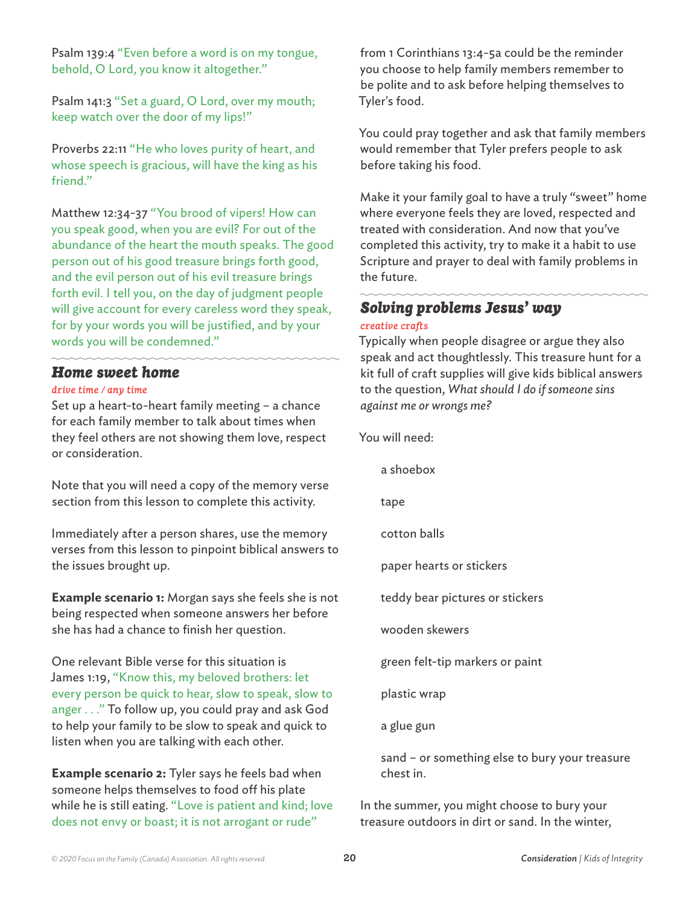Psalm 139:4 "Even before a word is on my tongue, behold, O Lord, you know it altogether."

Psalm 141:3 "Set a guard, O Lord, over my mouth; keep watch over the door of my lips!"

Proverbs 22:11 "He who loves purity of heart, and whose speech is gracious, will have the king as his friend."

Matthew 12:34-37 "You brood of vipers! How can you speak good, when you are evil? For out of the abundance of the heart the mouth speaks. The good person out of his good treasure brings forth good, and the evil person out of his evil treasure brings forth evil. I tell you, on the day of judgment people will give account for every careless word they speak, for by your words you will be justified, and by your words you will be condemned."

## Home sweet home

*drive time / any time*

Set up a heart-to-heart family meeting – a chance for each family member to talk about times when they feel others are not showing them love, respect or consideration.

Note that you will need a copy of the memory verse section from this lesson to complete this activity.

Immediately after a person shares, use the memory verses from this lesson to pinpoint biblical answers to the issues brought up.

**Example scenario 1:** Morgan says she feels she is not being respected when someone answers her before she has had a chance to finish her question.

One relevant Bible verse for this situation is James 1:19, "Know this, my beloved brothers: let every person be quick to hear, slow to speak, slow to anger . . ." To follow up, you could pray and ask God to help your family to be slow to speak and quick to listen when you are talking with each other.

**Example scenario 2:** Tyler says he feels bad when someone helps themselves to food off his plate while he is still eating. "Love is patient and kind; love does not envy or boast; it is not arrogant or rude" from 1 Corinthians 13:4-5a could be the reminder you choose to help family members remember to be polite and to ask before helping themselves to Tyler's food.

You could pray together and ask that family members would remember that Tyler prefers people to ask before taking his food.

Make it your family goal to have a truly "sweet" home where everyone feels they are loved, respected and treated with consideration. And now that you've completed this activity, try to make it a habit to use Scripture and prayer to deal with family problems in the future.

## Solving problems Jesus' way

*creative crafts*

Typically when people disagree or argue they also speak and act thoughtlessly. This treasure hunt for a kit full of craft supplies will give kids biblical answers to the question, *What should I do if someone sins against me or wrongs me?*

You will need:

- a shoebox
- tape
- cotton balls
- paper hearts or stickers
- teddy bear pictures or stickers
- wooden skewers
- green felt-tip markers or paint
- plastic wrap
- a glue gun
- sand – or something else to bury your treasure chest in.

In the summer, you might choose to bury your treasure outdoors in dirt or sand. In the winter,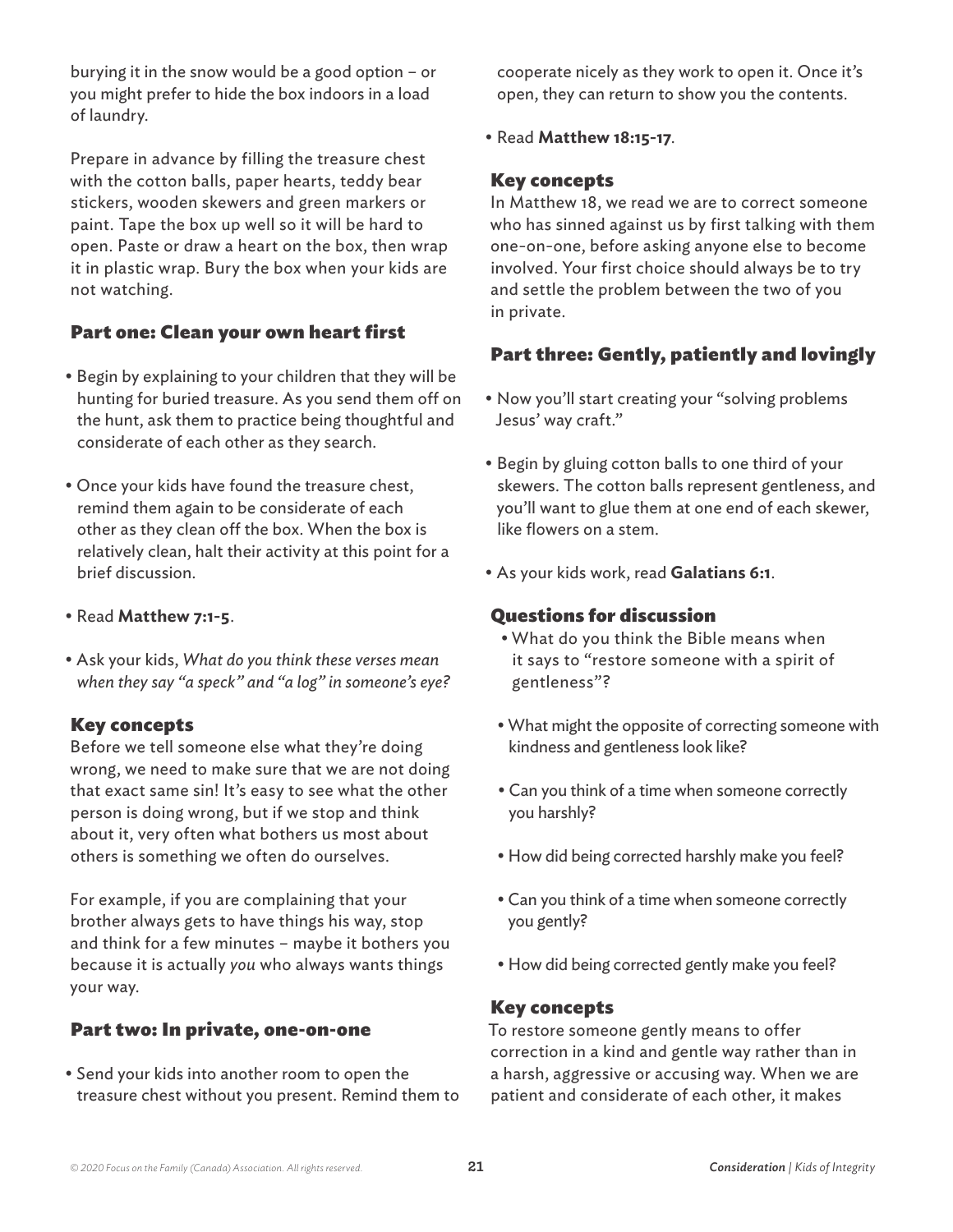burying it in the snow would be a good option – or you might prefer to hide the box indoors in a load of laundry.

Prepare in advance by filling the treasure chest with the cotton balls, paper hearts, teddy bear stickers, wooden skewers and green markers or paint. Tape the box up well so it will be hard to open. Paste or draw a heart on the box, then wrap it in plastic wrap. Bury the box when your kids are not watching.

### Part one: Clean your own heart first

- Begin by explaining to your children that they will be hunting for buried treasure. As you send them off on the hunt, ask them to practice being thoughtful and considerate of each other as they search.
- Once your kids have found the treasure chest, remind them again to be considerate of each other as they clean off the box. When the box is relatively clean, halt their activity at this point for a brief discussion.
- Read **Matthew 7:1-5**.
- Ask your kids, *What do you think these verses mean when they say "a speck" and "a log" in someone's eye?*

#### Key concepts

Before we tell someone else what they're doing wrong, we need to make sure that we are not doing that exact same sin! It's easy to see what the other person is doing wrong, but if we stop and think about it, very often what bothers us most about others is something we often do ourselves.

For example, if you are complaining that your brother always gets to have things his way, stop and think for a few minutes – maybe it bothers you because it is actually *you* who always wants things your way.

### Part two: In private, one-on-one

- Send your kids into another room to open the treasure chest without you present. Remind them to cooperate nicely as they work to open it. Once it's open, they can return to show you the contents.
- Read **Matthew 18:15-17**.

#### Key concepts

In Matthew 18, we read we are to correct someone who has sinned against us by first talking with them one-on-one, before asking anyone else to become involved. Your first choice should always be to try and settle the problem between the two of you in private.

### Part three: Gently, patiently and lovingly

- Now you'll start creating your "solving problems Jesus' way craft."
- Begin by gluing cotton balls to one third of your skewers. The cotton balls represent gentleness, and you'll want to glue them at one end of each skewer, like flowers on a stem.
- As your kids work, read **Galatians 6:1**.

#### Questions for discussion

- What do you think the Bible means when it says to "restore someone with a spirit of gentleness"?
- What might the opposite of correcting someone with kindness and gentleness look like?
- Can you think of a time when someone correctly you harshly?
- How did being corrected harshly make you feel?
- Can you think of a time when someone correctly you gently?
- How did being corrected gently make you feel?

#### Key concepts

To restore someone gently means to offer correction in a kind and gentle way rather than in a harsh, aggressive or accusing way. When we are patient and considerate of each other, it makes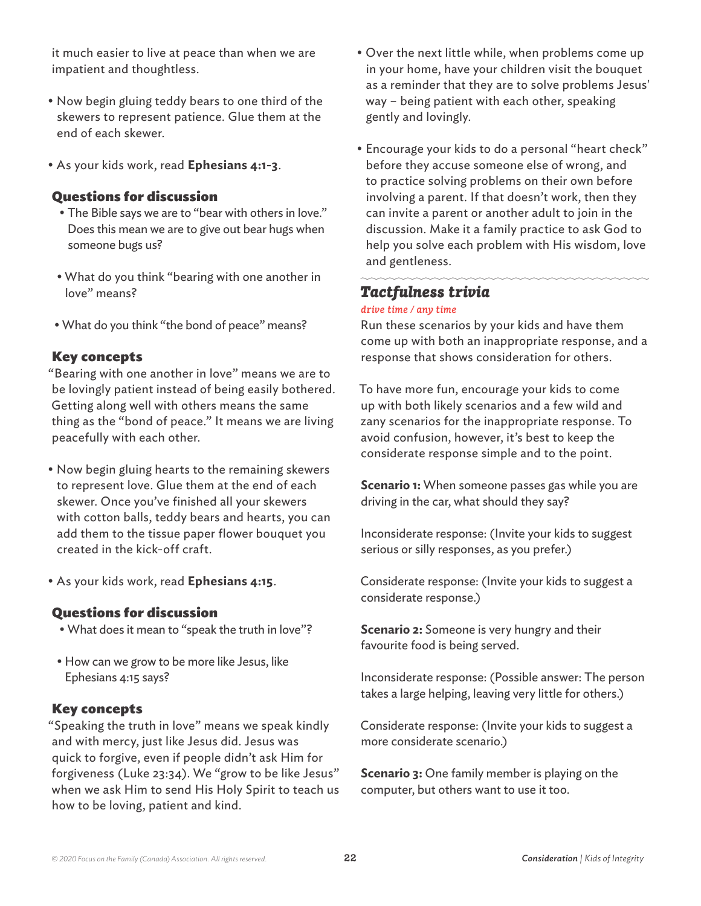it much easier to live at peace than when we are impatient and thoughtless.

- Now begin gluing teddy bears to one third of the skewers to represent patience. Glue them at the end of each skewer.
- As your kids work, read **Ephesians 4:1-3**.

### Questions for discussion

- The Bible says we are to "bear with others in love." Does this mean we are to give out bear hugs when someone bugs us?
- What do you think "bearing with one another in love" means?
- What do you think "the bond of peace" means?

### Key concepts

"Bearing with one another in love" means we are to be lovingly patient instead of being easily bothered. Getting along well with others means the same thing as the "bond of peace." It means we are living peacefully with each other.

- Now begin gluing hearts to the remaining skewers to represent love. Glue them at the end of each skewer. Once you've finished all your skewers with cotton balls, teddy bears and hearts, you can add them to the tissue paper flower bouquet you created in the kick-off craft.
- As your kids work, read **Ephesians 4:15**.

### Questions for discussion

- What does it mean to "speak the truth in love"?
- How can we grow to be more like Jesus, like Ephesians 4:15 says?

### Key concepts

"Speaking the truth in love" means we speak kindly and with mercy, just like Jesus did. Jesus was quick to forgive, even if people didn't ask Him for forgiveness (Luke 23:34). We "grow to be like Jesus" when we ask Him to send His Holy Spirit to teach us how to be loving, patient and kind.

- Over the next little while, when problems come up in your home, have your children visit the bouquet as a reminder that they are to solve problems Jesus' way – being patient with each other, speaking gently and lovingly.
- Encourage your kids to do a personal "heart check" before they accuse someone else of wrong, and to practice solving problems on their own before involving a parent. If that doesn't work, then they can invite a parent or another adult to join in the discussion. Make it a family practice to ask God to help you solve each problem with His wisdom, love and gentleness.

## *Tactfulness trivia*

*drive time / any time*

Run these scenarios by your kids and have them come up with both an inappropriate response, and a response that shows consideration for others.

To have more fun, encourage your kids to come up with both likely scenarios and a few wild and zany scenarios for the inappropriate response. To avoid confusion, however, it's best to keep the considerate response simple and to the point.

**Scenario 1:** When someone passes gas while you are driving in the car, what should they say?

Inconsiderate response: (Invite your kids to suggest serious or silly responses, as you prefer.)

Considerate response: (Invite your kids to suggest a considerate response.)

**Scenario 2:** Someone is very hungry and their favourite food is being served.

Inconsiderate response: (Possible answer: The person takes a large helping, leaving very little for others.)

Considerate response: (Invite your kids to suggest a more considerate scenario.)

**Scenario 3:** One family member is playing on the computer, but others want to use it too.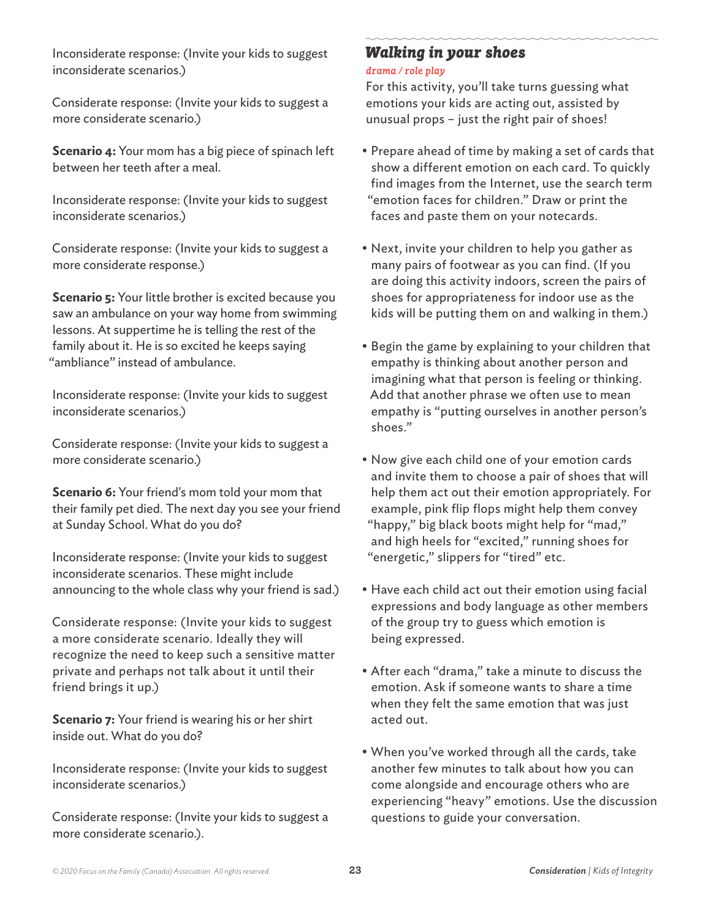Inconsiderate response: (Invite your kids to suggest inconsiderate scenarios.)

Considerate response: (Invite your kids to suggest a more considerate scenario.)

**Scenario 4:** Your mom has a big piece of spinach left between her teeth after a meal.

Inconsiderate response: (Invite your kids to suggest inconsiderate scenarios.)

Considerate response: (Invite your kids to suggest a more considerate response.)

**Scenario 5:** Your little brother is excited because you saw an ambulance on your way home from swimming lessons. At suppertime he is telling the rest of the family about it. He is so excited he keeps saying "ambliance" instead of ambulance.

Inconsiderate response: (Invite your kids to suggest inconsiderate scenarios.)

Considerate response: (Invite your kids to suggest a more considerate scenario.)

**Scenario 6:** Your friend's mom told your mom that their family pet died. The next day you see your friend at Sunday School. What do you do?

Inconsiderate response: (Invite your kids to suggest inconsiderate scenarios. These might include announcing to the whole class why your friend is sad.)

Considerate response: (Invite your kids to suggest a more considerate scenario. Ideally they will recognize the need to keep such a sensitive matter private and perhaps not talk about it until their friend brings it up.)

**Scenario 7:** Your friend is wearing his or her shirt inside out. What do you do?

Inconsiderate response: (Invite your kids to suggest inconsiderate scenarios.)

Considerate response: (Invite your kids to suggest a more considerate scenario.).

## Walking in your shoes

*drama / role play*

For this activity, you'll take turns guessing what emotions your kids are acting out, assisted by unusual props – just the right pair of shoes!

- Prepare ahead of time by making a set of cards that show a different emotion on each card. To quickly find images from the Internet, use the search term "emotion faces for children." Draw or print the faces and paste them on your notecards.
- Next, invite your children to help you gather as many pairs of footwear as you can find. (If you are doing this activity indoors, screen the pairs of shoes for appropriateness for indoor use as the kids will be putting them on and walking in them.)
- Begin the game by explaining to your children that empathy is thinking about another person and imagining what that person is feeling or thinking. Add that another phrase we often use to mean empathy is "putting ourselves in another person's shoes."
- Now give each child one of your emotion cards and invite them to choose a pair of shoes that will help them act out their emotion appropriately. For example, pink flip flops might help them convey "happy," big black boots might help for "mad," and high heels for "excited," running shoes for "energetic," slippers for "tired" etc.
- Have each child act out their emotion using facial expressions and body language as other members of the group try to guess which emotion is being expressed.
- After each "drama," take a minute to discuss the emotion. Ask if someone wants to share a time when they felt the same emotion that was just acted out.
- When you've worked through all the cards, take another few minutes to talk about how you can come alongside and encourage others who are experiencing "heavy" emotions. Use the discussion questions to guide your conversation.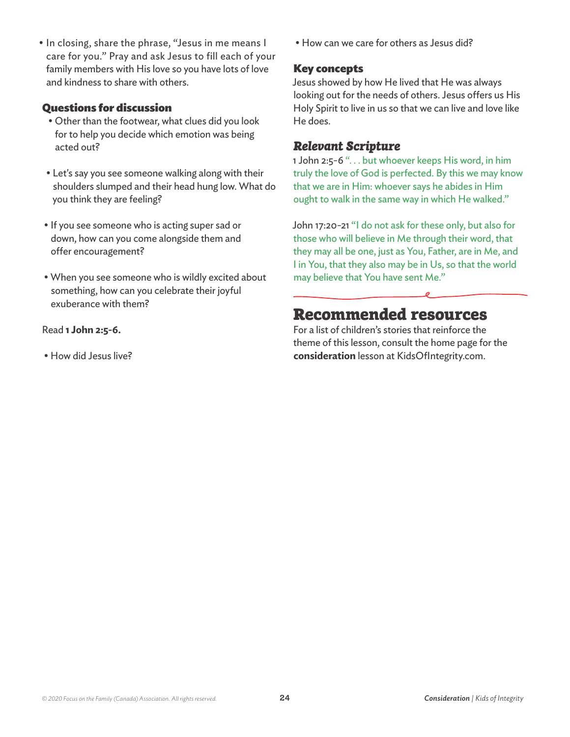- In closing, share the phrase, "Jesus in me means I care for you." Pray and ask Jesus to fill each of your family members with His love so you have lots of love and kindness to share with others.

### Questions for discussion

- Other than the footwear, what clues did you look for to help you decide which emotion was being acted out?
- Let's say you see someone walking along with their shoulders slumped and their head hung low. What do you think they are feeling?
- If you see someone who is acting super sad or down, how can you come alongside them and offer encouragement?
- When you see someone who is wildly excited about something, how can you celebrate their joyful exuberance with them?

Read **1 John 2:5-6.**

- How did Jesus live?
- How can we care for others as Jesus did?

### Key concepts

Jesus showed by how He lived that He was always looking out for the needs of others. Jesus offers us His Holy Spirit to live in us so that we can live and love like He does.

### *Relevant Scripture*

1 John 2:5-6 ". . . but whoever keeps His word, in him truly the love of God is perfected. By this we may know that we are in Him: whoever says he abides in Him ought to walk in the same way in which He walked."

John 17:20-21 "I do not ask for these only, but also for those who will believe in Me through their word, that they may all be one, just as You, Father, are in Me, and I in You, that they also may be in Us, so that the world may believe that You have sent Me."

## Recommended resources

For a list of children's stories that reinforce the theme of this lesson, consult the home page for the **consideration** lesson at KidsOfIntegrity.com.